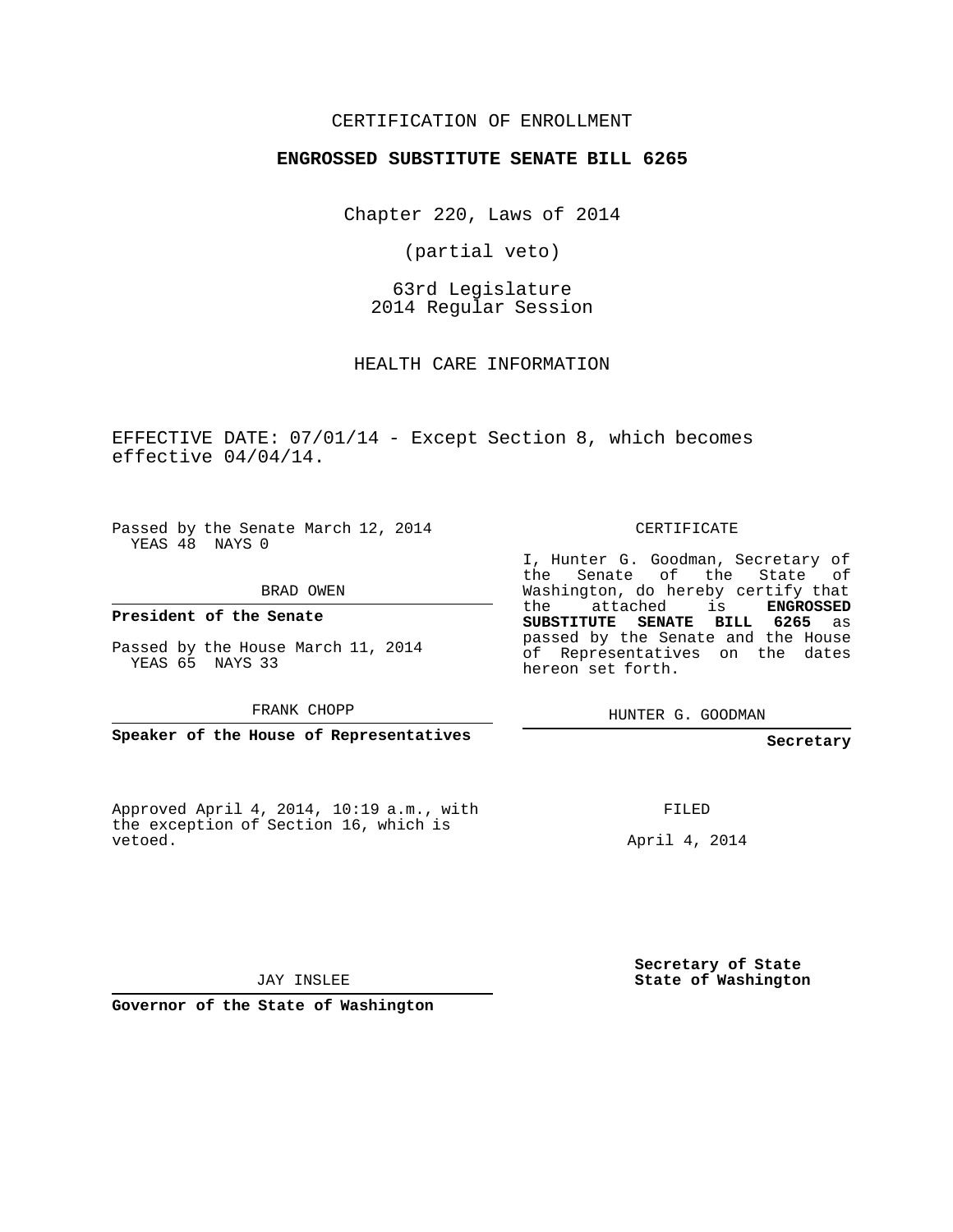CERTIFICATION OF ENROLLMENT

**ENGROSSED SUBSTITUTE SENATE BILL 6265**

Chapter 220, Laws of 2014

(partial veto)

63rd Legislature
2014 Regular Session

HEALTH CARE INFORMATION

EFFECTIVE DATE: 07/01/14 - Except Section 8, which becomes effective 04/04/14.

Passed by the Senate March 12, 2014
YEAS 48 NAYS 0

BRAD OWEN

**President of the Senate**

Passed by the House March 11, 2014
YEAS 65 NAYS 33

FRANK CHOPP

**Speaker of the House of Representatives**

CERTIFICATE

I, Hunter G. Goodman, Secretary of the Senate of the State of Washington, do hereby certify that the attached is **ENGROSSED SUBSTITUTE SENATE BILL 6265** as passed by the Senate and the House of Representatives on the dates hereon set forth.

HUNTER G. GOODMAN

**Secretary**

Approved April 4, 2014, 10:19 a.m., with the exception of Section 16, which is vetoed.

FILED

April 4, 2014

JAY INSLEE

**Governor of the State of Washington**

**Secretary of State**
**State of Washington**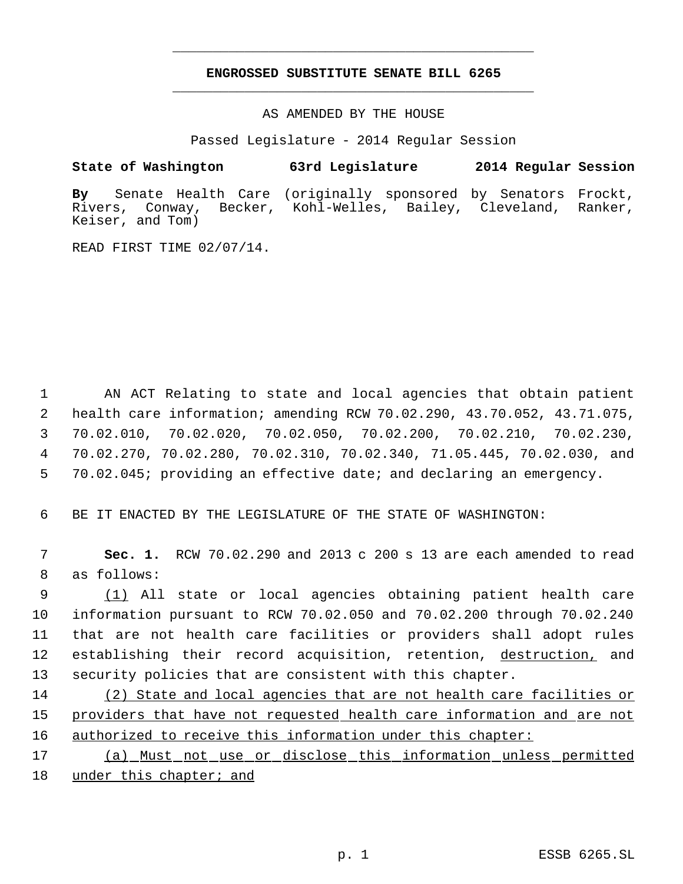# ENGROSSED SUBSTITUTE SENATE BILL 6265

AS AMENDED BY THE HOUSE

Passed Legislature - 2014 Regular Session

**State of Washington 63rd Legislature 2014 Regular Session**

**By** Senate Health Care (originally sponsored by Senators Frockt, Rivers, Conway, Becker, Kohl-Welles, Bailey, Cleveland, Ranker, Keiser, and Tom)

READ FIRST TIME 02/07/14.

AN ACT Relating to state and local agencies that obtain patient health care information; amending RCW 70.02.290, 43.70.052, 43.71.075, 70.02.010, 70.02.020, 70.02.050, 70.02.200, 70.02.210, 70.02.230, 70.02.270, 70.02.280, 70.02.310, 70.02.340, 71.05.445, 70.02.030, and 70.02.045; providing an effective date; and declaring an emergency.

BE IT ENACTED BY THE LEGISLATURE OF THE STATE OF WASHINGTON:

**Sec. 1.** RCW 70.02.290 and 2013 c 200 s 13 are each amended to read as follows:

(1) All state or local agencies obtaining patient health care information pursuant to RCW 70.02.050 and 70.02.200 through 70.02.240 that are not health care facilities or providers shall adopt rules establishing their record acquisition, retention, destruction, and security policies that are consistent with this chapter.

(2) State and local agencies that are not health care facilities or providers that have not requested health care information and are not authorized to receive this information under this chapter:

(a) Must not use or disclose this information unless permitted under this chapter; and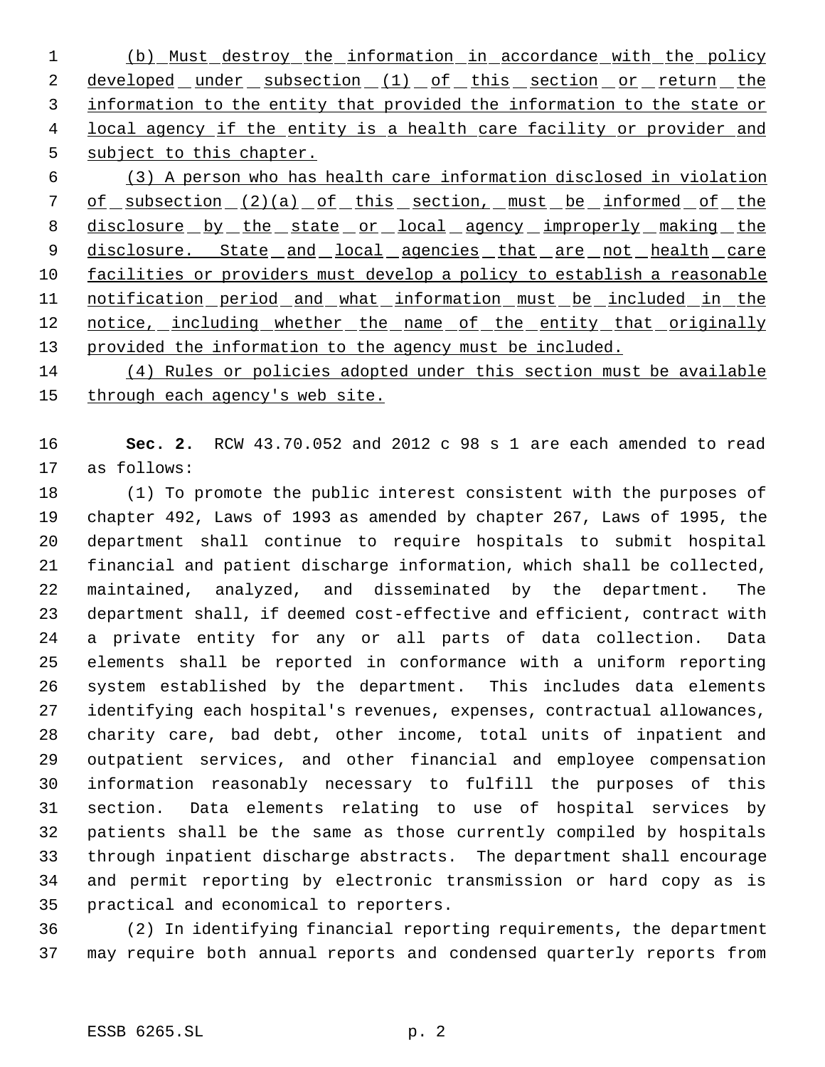(b) Must destroy the information in accordance with the policy developed under subsection (1) of this section or return the information to the entity that provided the information to the state or local agency if the entity is a health care facility or provider and subject to this chapter.

(3) A person who has health care information disclosed in violation of subsection (2)(a) of this section, must be informed of the disclosure by the state or local agency improperly making the disclosure. State and local agencies that are not health care facilities or providers must develop a policy to establish a reasonable notification period and what information must be included in the notice, including whether the name of the entity that originally provided the information to the agency must be included.

(4) Rules or policies adopted under this section must be available through each agency's web site.

**Sec. 2.** RCW 43.70.052 and 2012 c 98 s 1 are each amended to read as follows:

(1) To promote the public interest consistent with the purposes of chapter 492, Laws of 1993 as amended by chapter 267, Laws of 1995, the department shall continue to require hospitals to submit hospital financial and patient discharge information, which shall be collected, maintained, analyzed, and disseminated by the department. The department shall, if deemed cost-effective and efficient, contract with a private entity for any or all parts of data collection. Data elements shall be reported in conformance with a uniform reporting system established by the department. This includes data elements identifying each hospital's revenues, expenses, contractual allowances, charity care, bad debt, other income, total units of inpatient and outpatient services, and other financial and employee compensation information reasonably necessary to fulfill the purposes of this section. Data elements relating to use of hospital services by patients shall be the same as those currently compiled by hospitals through inpatient discharge abstracts. The department shall encourage and permit reporting by electronic transmission or hard copy as is practical and economical to reporters.

(2) In identifying financial reporting requirements, the department may require both annual reports and condensed quarterly reports from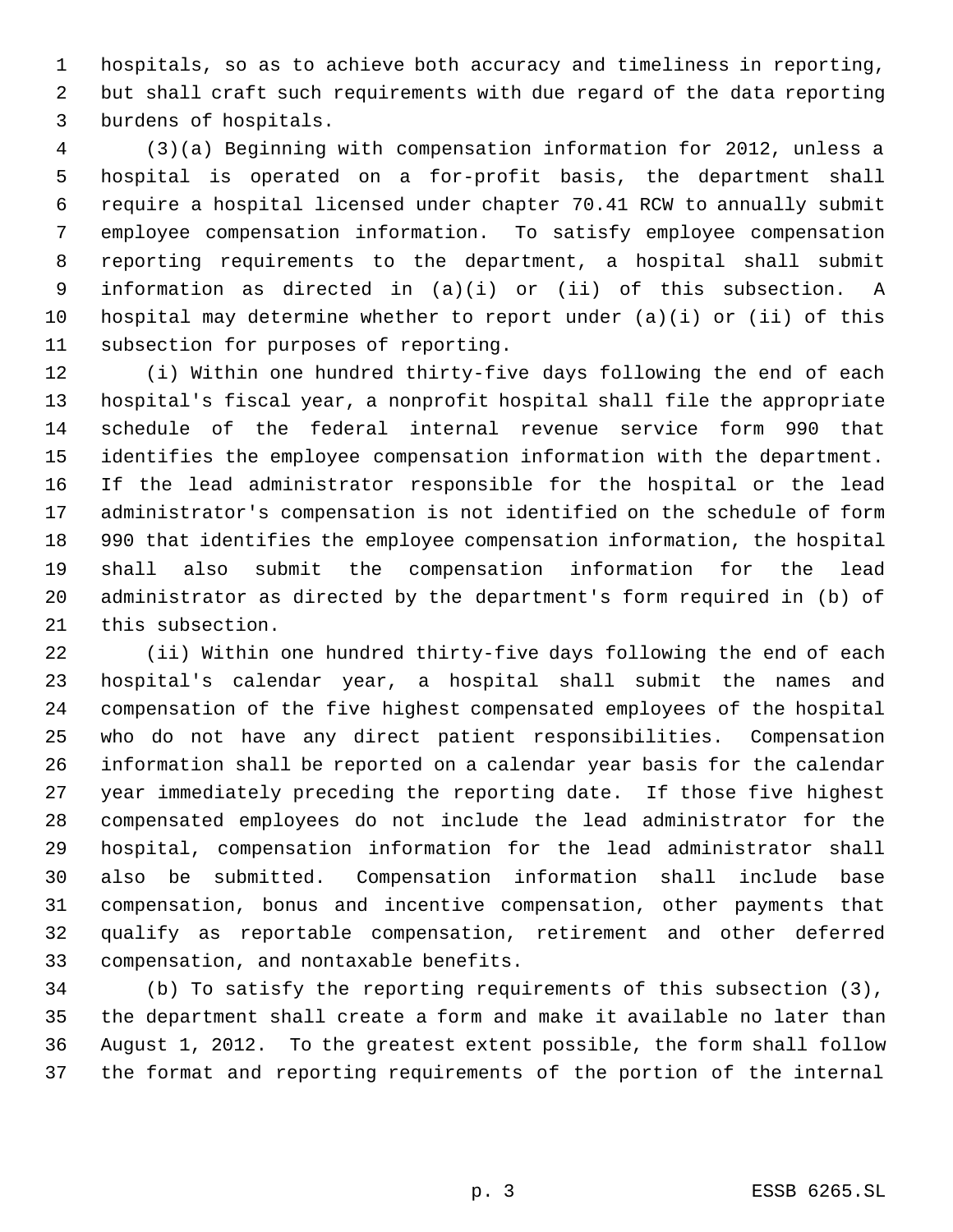hospitals, so as to achieve both accuracy and timeliness in reporting, but shall craft such requirements with due regard of the data reporting burdens of hospitals.

(3)(a) Beginning with compensation information for 2012, unless a hospital is operated on a for-profit basis, the department shall require a hospital licensed under chapter 70.41 RCW to annually submit employee compensation information. To satisfy employee compensation reporting requirements to the department, a hospital shall submit information as directed in (a)(i) or (ii) of this subsection. A hospital may determine whether to report under (a)(i) or (ii) of this subsection for purposes of reporting.

(i) Within one hundred thirty-five days following the end of each hospital's fiscal year, a nonprofit hospital shall file the appropriate schedule of the federal internal revenue service form 990 that identifies the employee compensation information with the department. If the lead administrator responsible for the hospital or the lead administrator's compensation is not identified on the schedule of form 990 that identifies the employee compensation information, the hospital shall also submit the compensation information for the lead administrator as directed by the department's form required in (b) of this subsection.

(ii) Within one hundred thirty-five days following the end of each hospital's calendar year, a hospital shall submit the names and compensation of the five highest compensated employees of the hospital who do not have any direct patient responsibilities. Compensation information shall be reported on a calendar year basis for the calendar year immediately preceding the reporting date. If those five highest compensated employees do not include the lead administrator for the hospital, compensation information for the lead administrator shall also be submitted. Compensation information shall include base compensation, bonus and incentive compensation, other payments that qualify as reportable compensation, retirement and other deferred compensation, and nontaxable benefits.

(b) To satisfy the reporting requirements of this subsection (3), the department shall create a form and make it available no later than August 1, 2012. To the greatest extent possible, the form shall follow the format and reporting requirements of the portion of the internal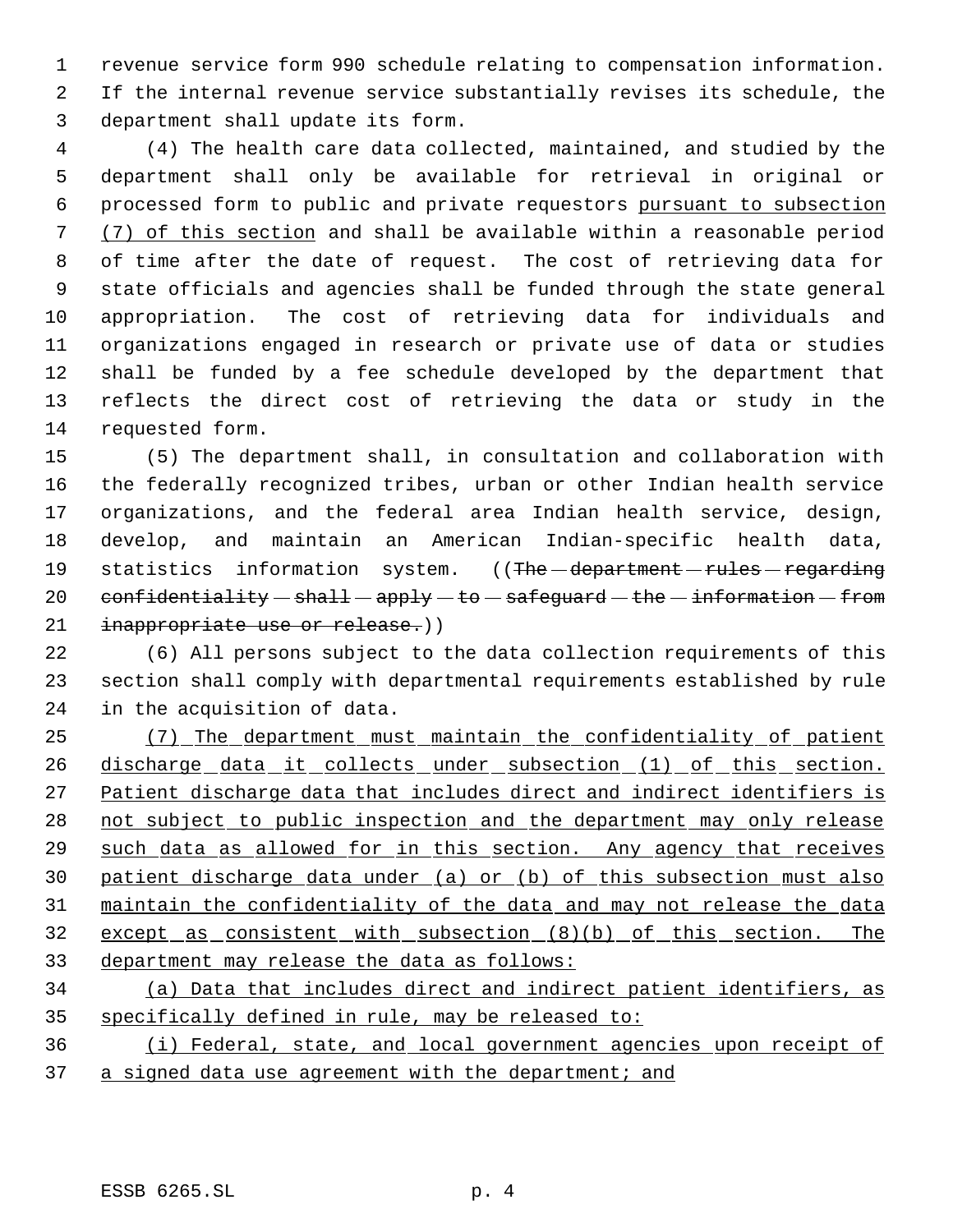revenue service form 990 schedule relating to compensation information. If the internal revenue service substantially revises its schedule, the department shall update its form.

(4) The health care data collected, maintained, and studied by the department shall only be available for retrieval in original or processed form to public and private requestors pursuant to subsection (7) of this section and shall be available within a reasonable period of time after the date of request. The cost of retrieving data for state officials and agencies shall be funded through the state general appropriation. The cost of retrieving data for individuals and organizations engaged in research or private use of data or studies shall be funded by a fee schedule developed by the department that reflects the direct cost of retrieving the data or study in the requested form.

(5) The department shall, in consultation and collaboration with the federally recognized tribes, urban or other Indian health service organizations, and the federal area Indian health service, design, develop, and maintain an American Indian-specific health data, statistics information system. ((~~The department rules regarding confidentiality shall apply to safeguard the information from inappropriate use or release.~~))

(6) All persons subject to the data collection requirements of this section shall comply with departmental requirements established by rule in the acquisition of data.

(7) The department must maintain the confidentiality of patient discharge data it collects under subsection (1) of this section. Patient discharge data that includes direct and indirect identifiers is not subject to public inspection and the department may only release such data as allowed for in this section. Any agency that receives patient discharge data under (a) or (b) of this subsection must also maintain the confidentiality of the data and may not release the data except as consistent with subsection (8)(b) of this section. The department may release the data as follows:

(a) Data that includes direct and indirect patient identifiers, as specifically defined in rule, may be released to:

(i) Federal, state, and local government agencies upon receipt of a signed data use agreement with the department; and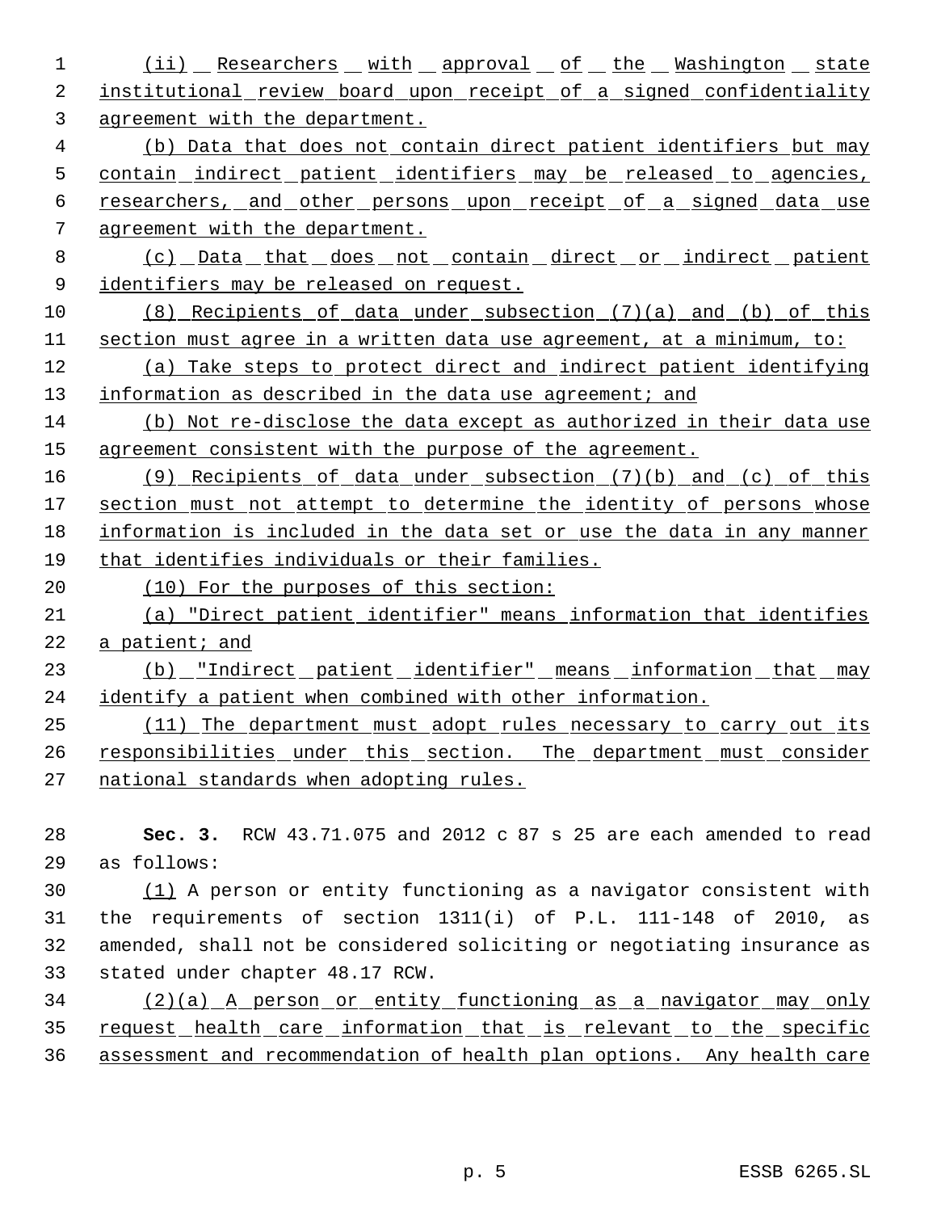(ii) Researchers with approval of the Washington state institutional review board upon receipt of a signed confidentiality agreement with the department.

(b) Data that does not contain direct patient identifiers but may contain indirect patient identifiers may be released to agencies, researchers, and other persons upon receipt of a signed data use agreement with the department.

(c) Data that does not contain direct or indirect patient identifiers may be released on request.

(8) Recipients of data under subsection (7)(a) and (b) of this section must agree in a written data use agreement, at a minimum, to:

(a) Take steps to protect direct and indirect patient identifying information as described in the data use agreement; and

(b) Not re-disclose the data except as authorized in their data use agreement consistent with the purpose of the agreement.

(9) Recipients of data under subsection (7)(b) and (c) of this section must not attempt to determine the identity of persons whose information is included in the data set or use the data in any manner that identifies individuals or their families.

(10) For the purposes of this section:

(a) "Direct patient identifier" means information that identifies a patient; and

(b) "Indirect patient identifier" means information that may identify a patient when combined with other information.

(11) The department must adopt rules necessary to carry out its responsibilities under this section. The department must consider national standards when adopting rules.

**Sec. 3.** RCW 43.71.075 and 2012 c 87 s 25 are each amended to read as follows:

(1) A person or entity functioning as a navigator consistent with the requirements of section 1311(i) of P.L. 111-148 of 2010, as amended, shall not be considered soliciting or negotiating insurance as stated under chapter 48.17 RCW.

(2)(a) A person or entity functioning as a navigator may only request health care information that is relevant to the specific assessment and recommendation of health plan options. Any health care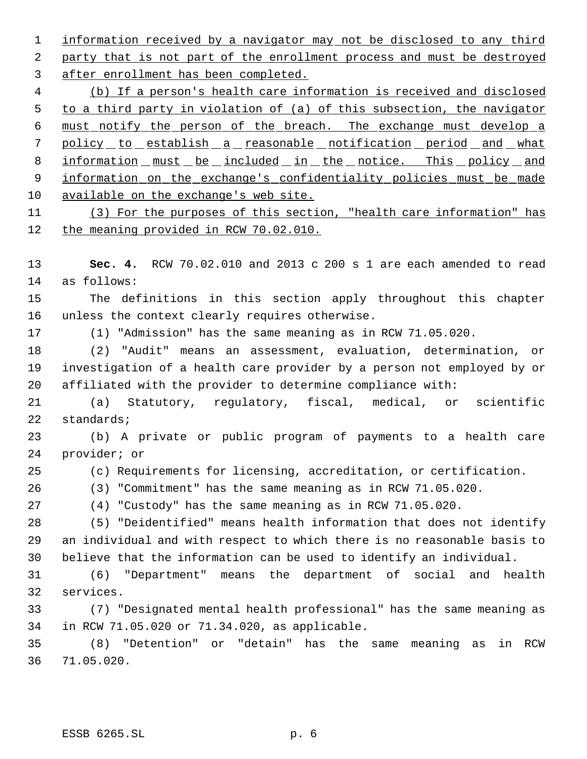information received by a navigator may not be disclosed to any third party that is not part of the enrollment process and must be destroyed after enrollment has been completed.

(b) If a person's health care information is received and disclosed to a third party in violation of (a) of this subsection, the navigator must notify the person of the breach. The exchange must develop a policy to establish a reasonable notification period and what information must be included in the notice. This policy and information on the exchange's confidentiality policies must be made available on the exchange's web site.

(3) For the purposes of this section, "health care information" has the meaning provided in RCW 70.02.010.

**Sec. 4.** RCW 70.02.010 and 2013 c 200 s 1 are each amended to read as follows:

The definitions in this section apply throughout this chapter unless the context clearly requires otherwise.

(1) "Admission" has the same meaning as in RCW 71.05.020.

(2) "Audit" means an assessment, evaluation, determination, or investigation of a health care provider by a person not employed by or affiliated with the provider to determine compliance with:

(a) Statutory, regulatory, fiscal, medical, or scientific standards;

(b) A private or public program of payments to a health care provider; or

(c) Requirements for licensing, accreditation, or certification.

(3) "Commitment" has the same meaning as in RCW 71.05.020.

(4) "Custody" has the same meaning as in RCW 71.05.020.

(5) "Deidentified" means health information that does not identify an individual and with respect to which there is no reasonable basis to believe that the information can be used to identify an individual.

(6) "Department" means the department of social and health services.

(7) "Designated mental health professional" has the same meaning as in RCW 71.05.020 or 71.34.020, as applicable.

(8) "Detention" or "detain" has the same meaning as in RCW 71.05.020.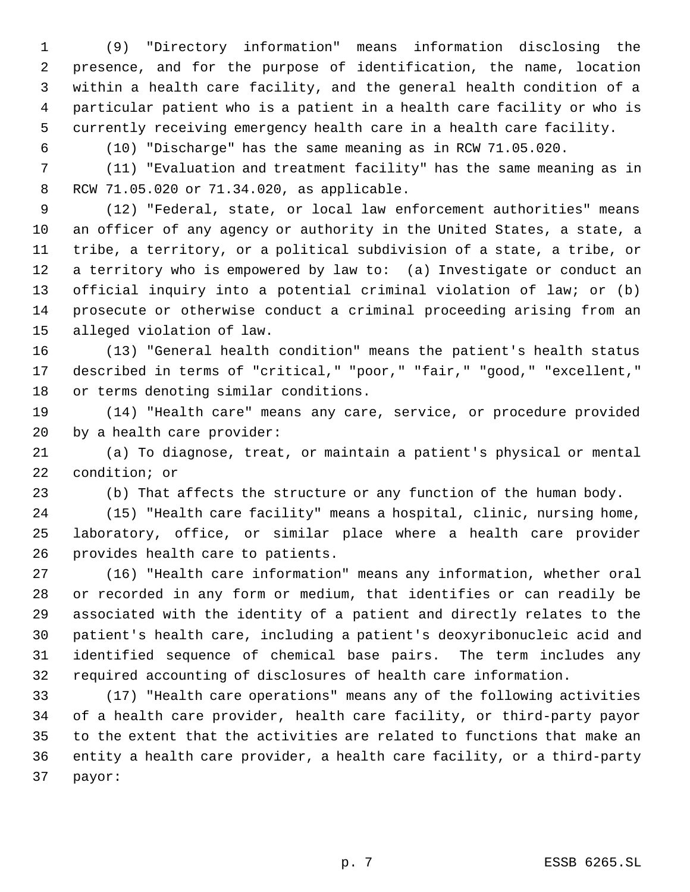(9) "Directory information" means information disclosing the presence, and for the purpose of identification, the name, location within a health care facility, and the general health condition of a particular patient who is a patient in a health care facility or who is currently receiving emergency health care in a health care facility.

(10) "Discharge" has the same meaning as in RCW 71.05.020.

(11) "Evaluation and treatment facility" has the same meaning as in RCW 71.05.020 or 71.34.020, as applicable.

(12) "Federal, state, or local law enforcement authorities" means an officer of any agency or authority in the United States, a state, a tribe, a territory, or a political subdivision of a state, a tribe, or a territory who is empowered by law to: (a) Investigate or conduct an official inquiry into a potential criminal violation of law; or (b) prosecute or otherwise conduct a criminal proceeding arising from an alleged violation of law.

(13) "General health condition" means the patient's health status described in terms of "critical," "poor," "fair," "good," "excellent," or terms denoting similar conditions.

(14) "Health care" means any care, service, or procedure provided by a health care provider:

(a) To diagnose, treat, or maintain a patient's physical or mental condition; or

(b) That affects the structure or any function of the human body.

(15) "Health care facility" means a hospital, clinic, nursing home, laboratory, office, or similar place where a health care provider provides health care to patients.

(16) "Health care information" means any information, whether oral or recorded in any form or medium, that identifies or can readily be associated with the identity of a patient and directly relates to the patient's health care, including a patient's deoxyribonucleic acid and identified sequence of chemical base pairs. The term includes any required accounting of disclosures of health care information.

(17) "Health care operations" means any of the following activities of a health care provider, health care facility, or third-party payor to the extent that the activities are related to functions that make an entity a health care provider, a health care facility, or a third-party payor: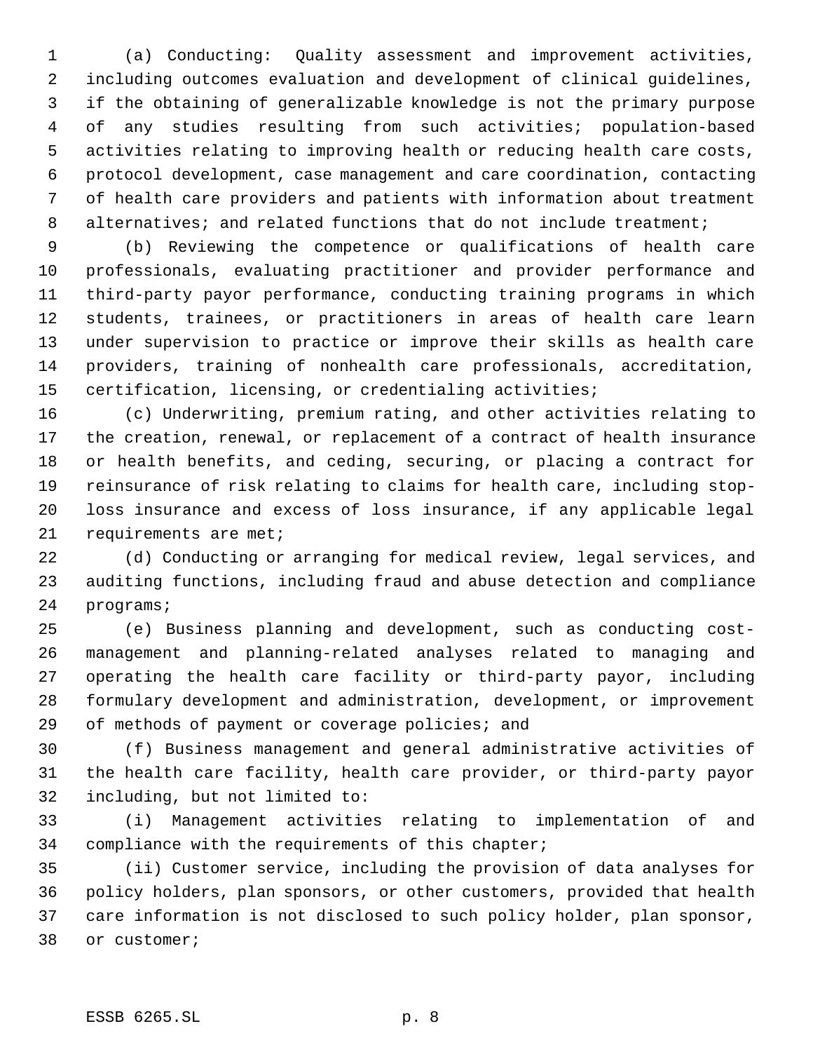(a) Conducting: Quality assessment and improvement activities, including outcomes evaluation and development of clinical guidelines, if the obtaining of generalizable knowledge is not the primary purpose of any studies resulting from such activities; population-based activities relating to improving health or reducing health care costs, protocol development, case management and care coordination, contacting of health care providers and patients with information about treatment alternatives; and related functions that do not include treatment;

(b) Reviewing the competence or qualifications of health care professionals, evaluating practitioner and provider performance and third-party payor performance, conducting training programs in which students, trainees, or practitioners in areas of health care learn under supervision to practice or improve their skills as health care providers, training of nonhealth care professionals, accreditation, certification, licensing, or credentialing activities;

(c) Underwriting, premium rating, and other activities relating to the creation, renewal, or replacement of a contract of health insurance or health benefits, and ceding, securing, or placing a contract for reinsurance of risk relating to claims for health care, including stop-loss insurance and excess of loss insurance, if any applicable legal requirements are met;

(d) Conducting or arranging for medical review, legal services, and auditing functions, including fraud and abuse detection and compliance programs;

(e) Business planning and development, such as conducting cost-management and planning-related analyses related to managing and operating the health care facility or third-party payor, including formulary development and administration, development, or improvement of methods of payment or coverage policies; and

(f) Business management and general administrative activities of the health care facility, health care provider, or third-party payor including, but not limited to:

(i) Management activities relating to implementation of and compliance with the requirements of this chapter;

(ii) Customer service, including the provision of data analyses for policy holders, plan sponsors, or other customers, provided that health care information is not disclosed to such policy holder, plan sponsor, or customer;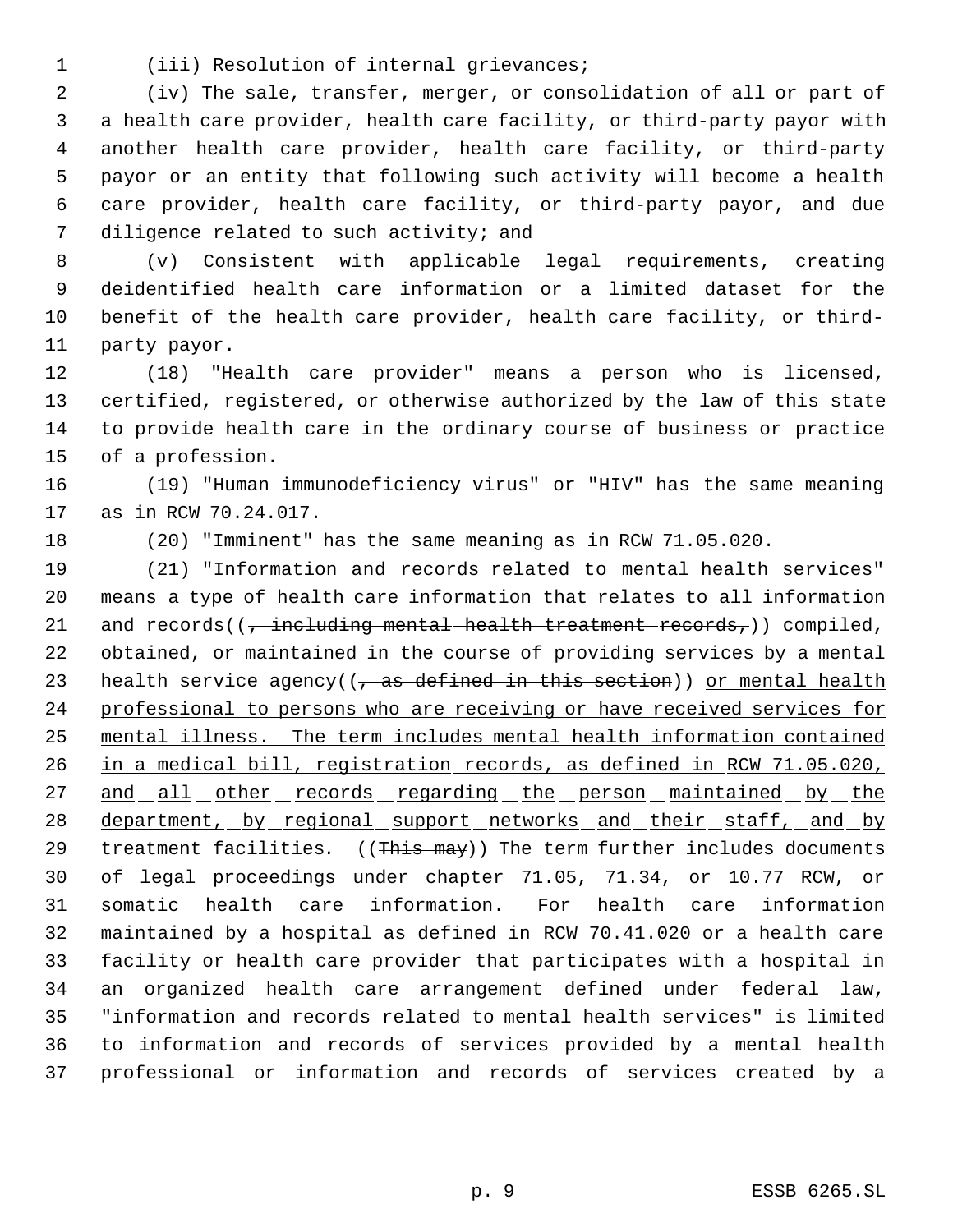(iii) Resolution of internal grievances;

(iv) The sale, transfer, merger, or consolidation of all or part of a health care provider, health care facility, or third-party payor with another health care provider, health care facility, or third-party payor or an entity that following such activity will become a health care provider, health care facility, or third-party payor, and due diligence related to such activity; and

(v) Consistent with applicable legal requirements, creating deidentified health care information or a limited dataset for the benefit of the health care provider, health care facility, or third-party payor.

(18) "Health care provider" means a person who is licensed, certified, registered, or otherwise authorized by the law of this state to provide health care in the ordinary course of business or practice of a profession.

(19) "Human immunodeficiency virus" or "HIV" has the same meaning as in RCW 70.24.017.

(20) "Imminent" has the same meaning as in RCW 71.05.020.

(21) "Information and records related to mental health services" means a type of health care information that relates to all information and records((~~, including mental health treatment records,~~)) compiled, obtained, or maintained in the course of providing services by a mental health service agency((~~, as defined in this section~~)) <u>or mental health professional to persons who are receiving or have received services for mental illness. The term includes mental health information contained in a medical bill, registration records, as defined in RCW 71.05.020, and all other records regarding the person maintained by the department, by regional support networks and their staff, and by treatment facilities</u>. ((~~This may~~)) <u>The term further</u> include<u>s</u> documents of legal proceedings under chapter 71.05, 71.34, or 10.77 RCW, or somatic health care information. For health care information maintained by a hospital as defined in RCW 70.41.020 or a health care facility or health care provider that participates with a hospital in an organized health care arrangement defined under federal law, "information and records related to mental health services" is limited to information and records of services provided by a mental health professional or information and records of services created by a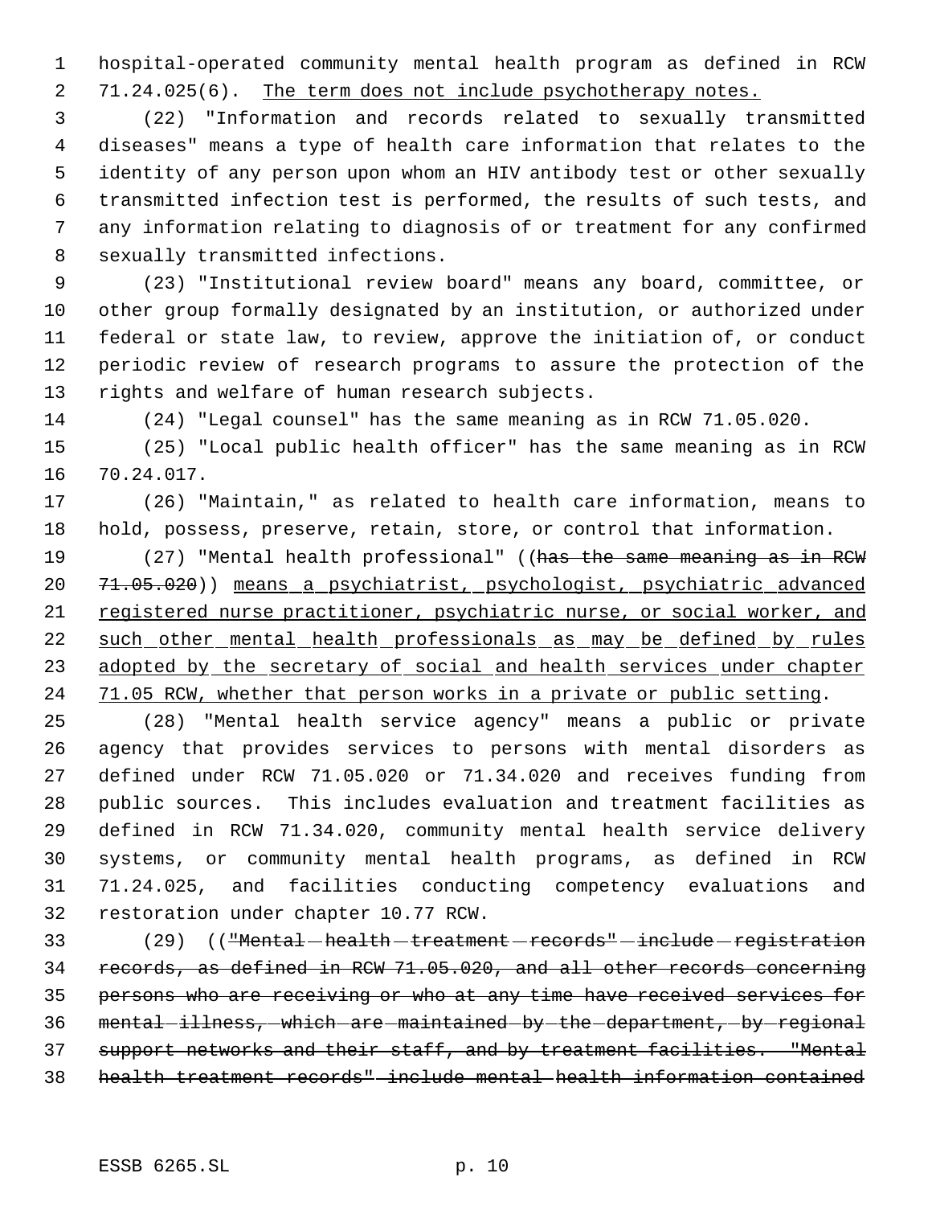hospital-operated community mental health program as defined in RCW 71.24.025(6). The term does not include psychotherapy notes.

(22) "Information and records related to sexually transmitted diseases" means a type of health care information that relates to the identity of any person upon whom an HIV antibody test or other sexually transmitted infection test is performed, the results of such tests, and any information relating to diagnosis of or treatment for any confirmed sexually transmitted infections.

(23) "Institutional review board" means any board, committee, or other group formally designated by an institution, or authorized under federal or state law, to review, approve the initiation of, or conduct periodic review of research programs to assure the protection of the rights and welfare of human research subjects.

(24) "Legal counsel" has the same meaning as in RCW 71.05.020.

(25) "Local public health officer" has the same meaning as in RCW 70.24.017.

(26) "Maintain," as related to health care information, means to hold, possess, preserve, retain, store, or control that information.

(27) "Mental health professional" ((~~has the same meaning as in RCW 71.05.020~~)) means a psychiatrist, psychologist, psychiatric advanced registered nurse practitioner, psychiatric nurse, or social worker, and such other mental health professionals as may be defined by rules adopted by the secretary of social and health services under chapter 71.05 RCW, whether that person works in a private or public setting.

(28) "Mental health service agency" means a public or private agency that provides services to persons with mental disorders as defined under RCW 71.05.020 or 71.34.020 and receives funding from public sources. This includes evaluation and treatment facilities as defined in RCW 71.34.020, community mental health service delivery systems, or community mental health programs, as defined in RCW 71.24.025, and facilities conducting competency evaluations and restoration under chapter 10.77 RCW.

(29) ((~~"Mental health treatment records" include registration records, as defined in RCW 71.05.020, and all other records concerning persons who are receiving or who at any time have received services for mental illness, which are maintained by the department, by regional support networks and their staff, and by treatment facilities. "Mental health treatment records" include mental health information contained~~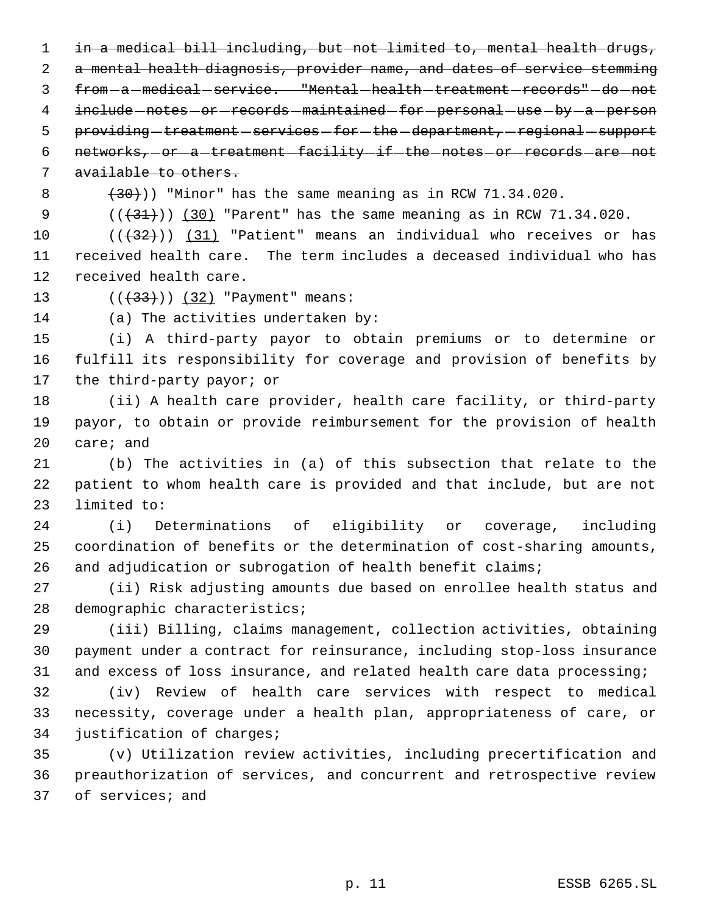~~in a medical bill including, but not limited to, mental health drugs, a mental health diagnosis, provider name, and dates of service stemming from a medical service. "Mental health treatment records" do not include notes or records maintained for personal use by a person providing treatment services for the department, regional support networks, or a treatment facility if the notes or records are not available to others.~~

~~(30)~~)) "Minor" has the same meaning as in RCW 71.34.020.

((~~(31)~~)) (30) "Parent" has the same meaning as in RCW 71.34.020.

((~~(32)~~)) (31) "Patient" means an individual who receives or has received health care. The term includes a deceased individual who has received health care.

((~~(33)~~)) (32) "Payment" means:

(a) The activities undertaken by:

(i) A third-party payor to obtain premiums or to determine or fulfill its responsibility for coverage and provision of benefits by the third-party payor; or

(ii) A health care provider, health care facility, or third-party payor, to obtain or provide reimbursement for the provision of health care; and

(b) The activities in (a) of this subsection that relate to the patient to whom health care is provided and that include, but are not limited to:

(i) Determinations of eligibility or coverage, including coordination of benefits or the determination of cost-sharing amounts, and adjudication or subrogation of health benefit claims;

(ii) Risk adjusting amounts due based on enrollee health status and demographic characteristics;

(iii) Billing, claims management, collection activities, obtaining payment under a contract for reinsurance, including stop-loss insurance and excess of loss insurance, and related health care data processing;

(iv) Review of health care services with respect to medical necessity, coverage under a health plan, appropriateness of care, or justification of charges;

(v) Utilization review activities, including precertification and preauthorization of services, and concurrent and retrospective review of services; and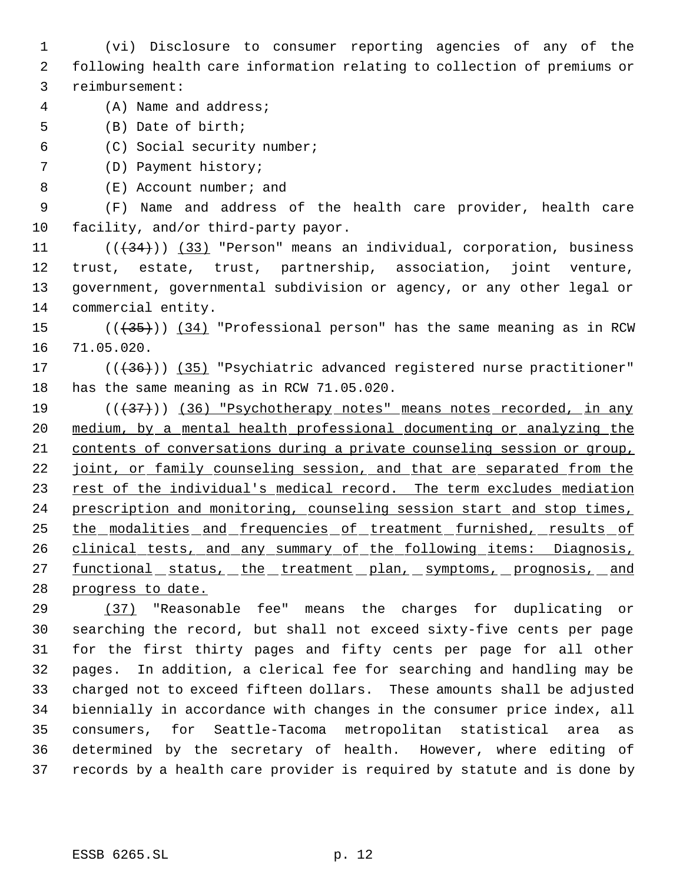(vi) Disclosure to consumer reporting agencies of any of the following health care information relating to collection of premiums or reimbursement:

(A) Name and address;

(B) Date of birth;

(C) Social security number;

(D) Payment history;

(E) Account number; and

(F) Name and address of the health care provider, health care facility, and/or third-party payor.

(((34))) (33) "Person" means an individual, corporation, business trust, estate, trust, partnership, association, joint venture, government, governmental subdivision or agency, or any other legal or commercial entity.

(((35))) (34) "Professional person" has the same meaning as in RCW 71.05.020.

(((36))) (35) "Psychiatric advanced registered nurse practitioner" has the same meaning as in RCW 71.05.020.

(((37))) (36) "Psychotherapy notes" means notes recorded, in any medium, by a mental health professional documenting or analyzing the contents of conversations during a private counseling session or group, joint, or family counseling session, and that are separated from the rest of the individual's medical record. The term excludes mediation prescription and monitoring, counseling session start and stop times, the modalities and frequencies of treatment furnished, results of clinical tests, and any summary of the following items: Diagnosis, functional status, the treatment plan, symptoms, prognosis, and progress to date.

(37) "Reasonable fee" means the charges for duplicating or searching the record, but shall not exceed sixty-five cents per page for the first thirty pages and fifty cents per page for all other pages. In addition, a clerical fee for searching and handling may be charged not to exceed fifteen dollars. These amounts shall be adjusted biennially in accordance with changes in the consumer price index, all consumers, for Seattle-Tacoma metropolitan statistical area as determined by the secretary of health. However, where editing of records by a health care provider is required by statute and is done by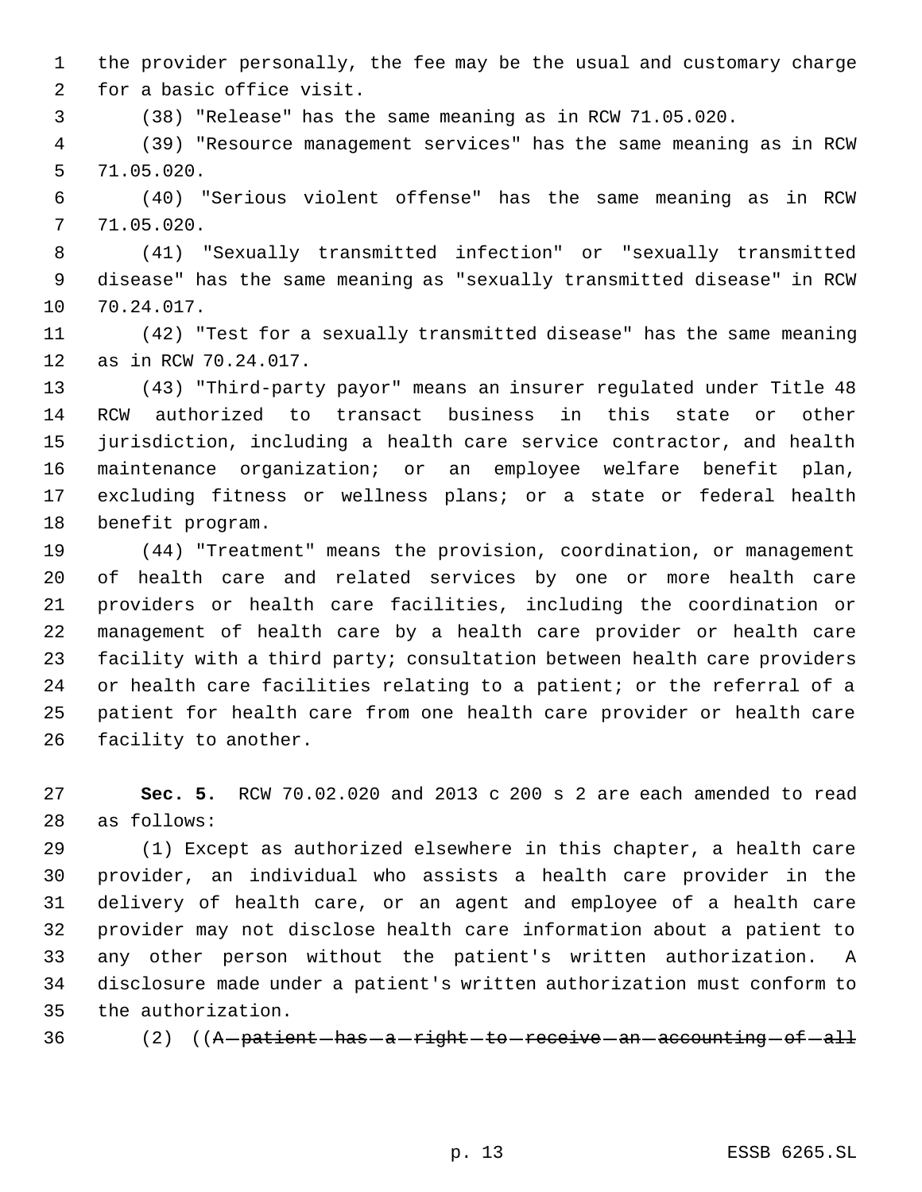the provider personally, the fee may be the usual and customary charge for a basic office visit.

(38) "Release" has the same meaning as in RCW 71.05.020.

(39) "Resource management services" has the same meaning as in RCW 71.05.020.

(40) "Serious violent offense" has the same meaning as in RCW 71.05.020.

(41) "Sexually transmitted infection" or "sexually transmitted disease" has the same meaning as "sexually transmitted disease" in RCW 70.24.017.

(42) "Test for a sexually transmitted disease" has the same meaning as in RCW 70.24.017.

(43) "Third-party payor" means an insurer regulated under Title 48 RCW authorized to transact business in this state or other jurisdiction, including a health care service contractor, and health maintenance organization; or an employee welfare benefit plan, excluding fitness or wellness plans; or a state or federal health benefit program.

(44) "Treatment" means the provision, coordination, or management of health care and related services by one or more health care providers or health care facilities, including the coordination or management of health care by a health care provider or health care facility with a third party; consultation between health care providers or health care facilities relating to a patient; or the referral of a patient for health care from one health care provider or health care facility to another.

**Sec. 5.** RCW 70.02.020 and 2013 c 200 s 2 are each amended to read as follows:

(1) Except as authorized elsewhere in this chapter, a health care provider, an individual who assists a health care provider in the delivery of health care, or an agent and employee of a health care provider may not disclose health care information about a patient to any other person without the patient's written authorization. A disclosure made under a patient's written authorization must conform to the authorization.

(2) ((~~A patient has a right to receive an accounting of all~~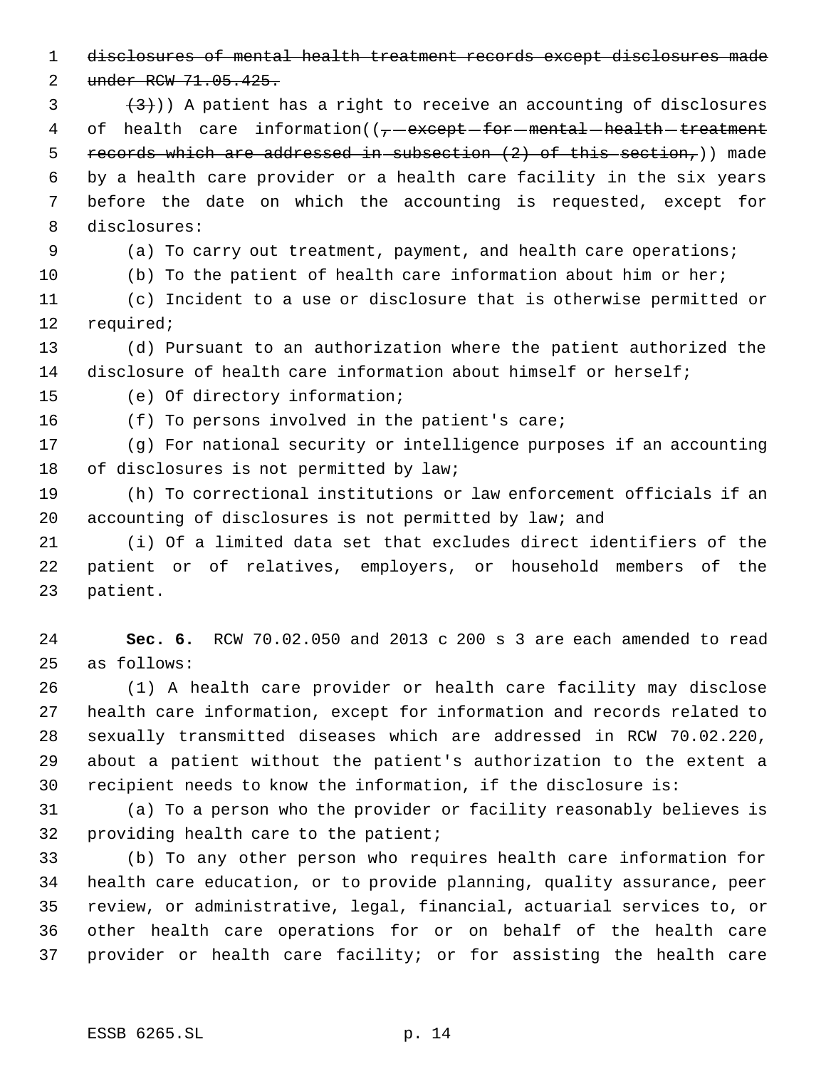~~disclosures of mental health treatment records except disclosures made under RCW 71.05.425.~~

~~(3)~~)) A patient has a right to receive an accounting of disclosures of health care information((~~, except for mental health treatment records which are addressed in subsection (2) of this section,~~)) made by a health care provider or a health care facility in the six years before the date on which the accounting is requested, except for disclosures:

(a) To carry out treatment, payment, and health care operations;

(b) To the patient of health care information about him or her;

(c) Incident to a use or disclosure that is otherwise permitted or required;

(d) Pursuant to an authorization where the patient authorized the disclosure of health care information about himself or herself;

(e) Of directory information;

(f) To persons involved in the patient's care;

(g) For national security or intelligence purposes if an accounting of disclosures is not permitted by law;

(h) To correctional institutions or law enforcement officials if an accounting of disclosures is not permitted by law; and

(i) Of a limited data set that excludes direct identifiers of the patient or of relatives, employers, or household members of the patient.

**Sec. 6.** RCW 70.02.050 and 2013 c 200 s 3 are each amended to read as follows:

(1) A health care provider or health care facility may disclose health care information, except for information and records related to sexually transmitted diseases which are addressed in RCW 70.02.220, about a patient without the patient's authorization to the extent a recipient needs to know the information, if the disclosure is:

(a) To a person who the provider or facility reasonably believes is providing health care to the patient;

(b) To any other person who requires health care information for health care education, or to provide planning, quality assurance, peer review, or administrative, legal, financial, actuarial services to, or other health care operations for or on behalf of the health care provider or health care facility; or for assisting the health care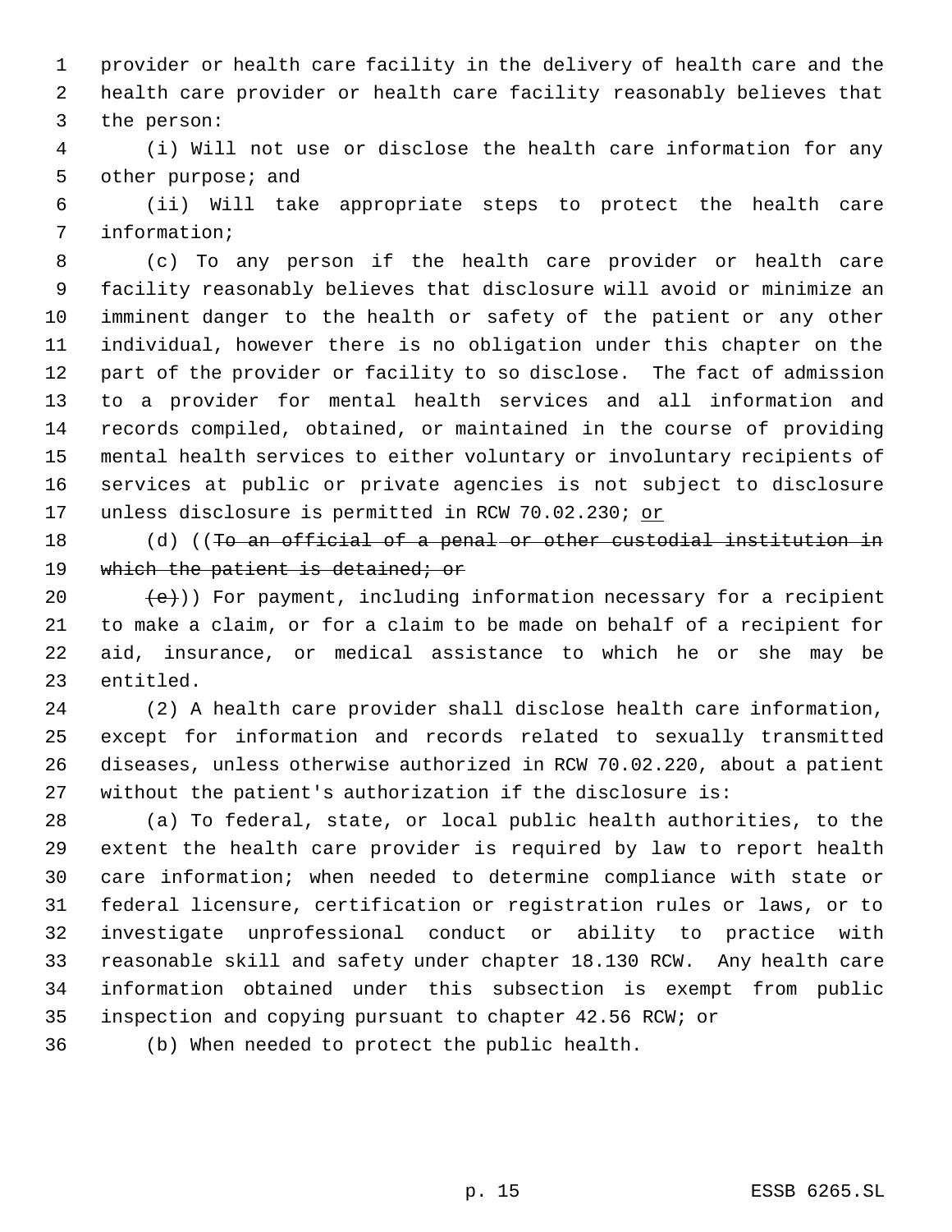provider or health care facility in the delivery of health care and the health care provider or health care facility reasonably believes that the person:

(i) Will not use or disclose the health care information for any other purpose; and

(ii) Will take appropriate steps to protect the health care information;

(c) To any person if the health care provider or health care facility reasonably believes that disclosure will avoid or minimize an imminent danger to the health or safety of the patient or any other individual, however there is no obligation under this chapter on the part of the provider or facility to so disclose. The fact of admission to a provider for mental health services and all information and records compiled, obtained, or maintained in the course of providing mental health services to either voluntary or involuntary recipients of services at public or private agencies is not subject to disclosure unless disclosure is permitted in RCW 70.02.230; <u>or</u>

(d) ((~~To an official of a penal or other custodial institution in which the patient is detained; or~~

~~(e)~~)) For payment, including information necessary for a recipient to make a claim, or for a claim to be made on behalf of a recipient for aid, insurance, or medical assistance to which he or she may be entitled.

(2) A health care provider shall disclose health care information, except for information and records related to sexually transmitted diseases, unless otherwise authorized in RCW 70.02.220, about a patient without the patient's authorization if the disclosure is:

(a) To federal, state, or local public health authorities, to the extent the health care provider is required by law to report health care information; when needed to determine compliance with state or federal licensure, certification or registration rules or laws, or to investigate unprofessional conduct or ability to practice with reasonable skill and safety under chapter 18.130 RCW. Any health care information obtained under this subsection is exempt from public inspection and copying pursuant to chapter 42.56 RCW; or

(b) When needed to protect the public health.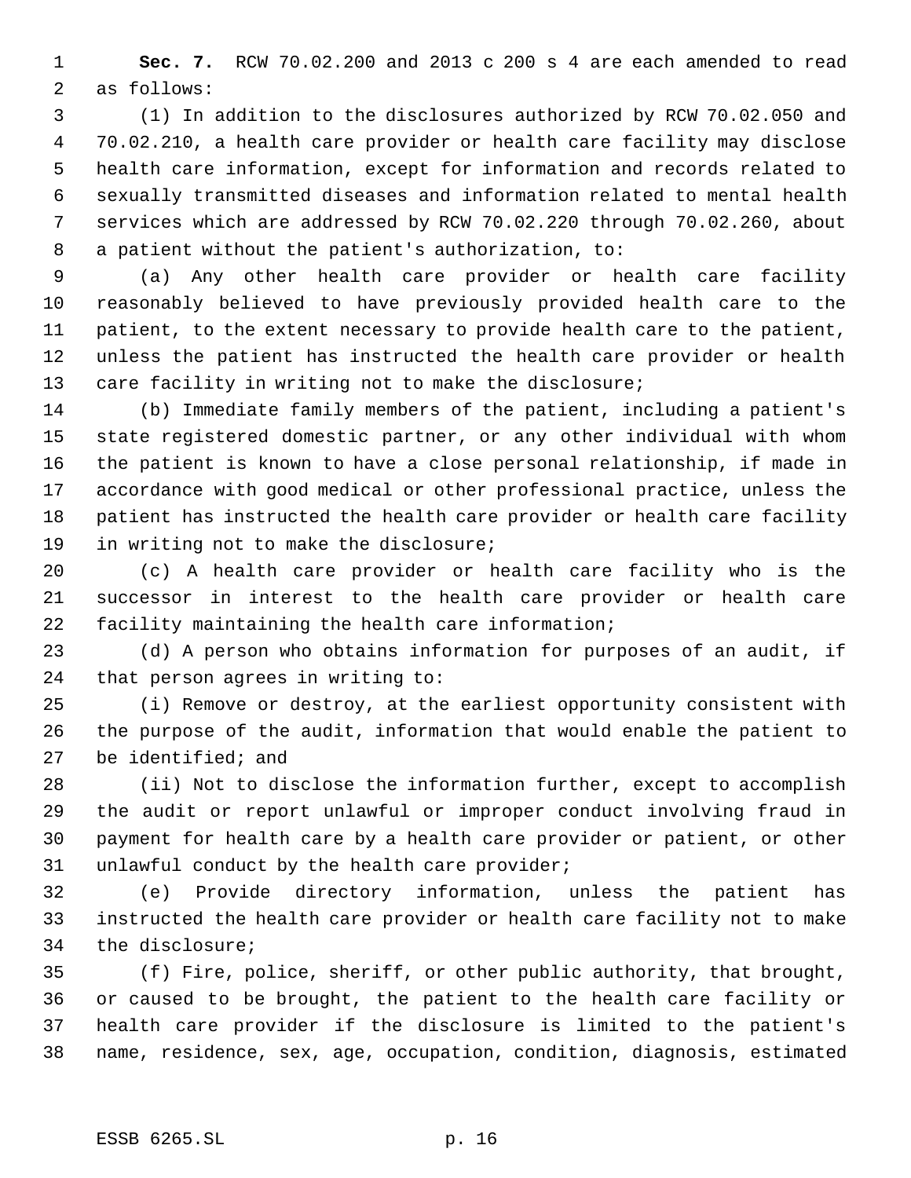**Sec. 7.** RCW 70.02.200 and 2013 c 200 s 4 are each amended to read as follows:

(1) In addition to the disclosures authorized by RCW 70.02.050 and 70.02.210, a health care provider or health care facility may disclose health care information, except for information and records related to sexually transmitted diseases and information related to mental health services which are addressed by RCW 70.02.220 through 70.02.260, about a patient without the patient's authorization, to:

(a) Any other health care provider or health care facility reasonably believed to have previously provided health care to the patient, to the extent necessary to provide health care to the patient, unless the patient has instructed the health care provider or health care facility in writing not to make the disclosure;

(b) Immediate family members of the patient, including a patient's state registered domestic partner, or any other individual with whom the patient is known to have a close personal relationship, if made in accordance with good medical or other professional practice, unless the patient has instructed the health care provider or health care facility in writing not to make the disclosure;

(c) A health care provider or health care facility who is the successor in interest to the health care provider or health care facility maintaining the health care information;

(d) A person who obtains information for purposes of an audit, if that person agrees in writing to:

(i) Remove or destroy, at the earliest opportunity consistent with the purpose of the audit, information that would enable the patient to be identified; and

(ii) Not to disclose the information further, except to accomplish the audit or report unlawful or improper conduct involving fraud in payment for health care by a health care provider or patient, or other unlawful conduct by the health care provider;

(e) Provide directory information, unless the patient has instructed the health care provider or health care facility not to make the disclosure;

(f) Fire, police, sheriff, or other public authority, that brought, or caused to be brought, the patient to the health care facility or health care provider if the disclosure is limited to the patient's name, residence, sex, age, occupation, condition, diagnosis, estimated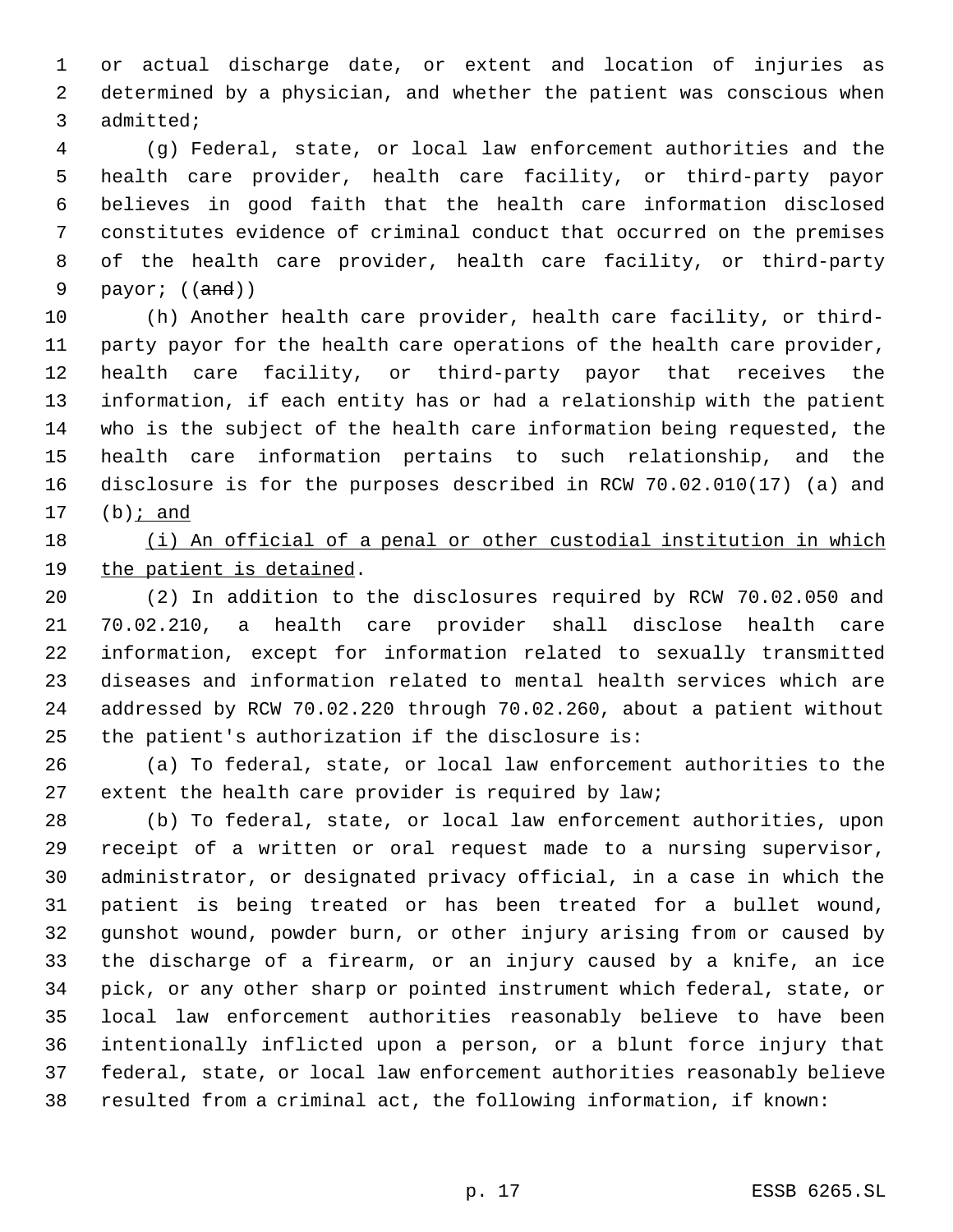or actual discharge date, or extent and location of injuries as determined by a physician, and whether the patient was conscious when admitted;

(g) Federal, state, or local law enforcement authorities and the health care provider, health care facility, or third-party payor believes in good faith that the health care information disclosed constitutes evidence of criminal conduct that occurred on the premises of the health care provider, health care facility, or third-party payor; ((~~and~~))

(h) Another health care provider, health care facility, or third-party payor for the health care operations of the health care provider, health care facility, or third-party payor that receives the information, if each entity has or had a relationship with the patient who is the subject of the health care information being requested, the health care information pertains to such relationship, and the disclosure is for the purposes described in RCW 70.02.010(17) (a) and (b)<u>; and</u>

<u>(i) An official of a penal or other custodial institution in which the patient is detained</u>.

(2) In addition to the disclosures required by RCW 70.02.050 and 70.02.210, a health care provider shall disclose health care information, except for information related to sexually transmitted diseases and information related to mental health services which are addressed by RCW 70.02.220 through 70.02.260, about a patient without the patient's authorization if the disclosure is:

(a) To federal, state, or local law enforcement authorities to the extent the health care provider is required by law;

(b) To federal, state, or local law enforcement authorities, upon receipt of a written or oral request made to a nursing supervisor, administrator, or designated privacy official, in a case in which the patient is being treated or has been treated for a bullet wound, gunshot wound, powder burn, or other injury arising from or caused by the discharge of a firearm, or an injury caused by a knife, an ice pick, or any other sharp or pointed instrument which federal, state, or local law enforcement authorities reasonably believe to have been intentionally inflicted upon a person, or a blunt force injury that federal, state, or local law enforcement authorities reasonably believe resulted from a criminal act, the following information, if known: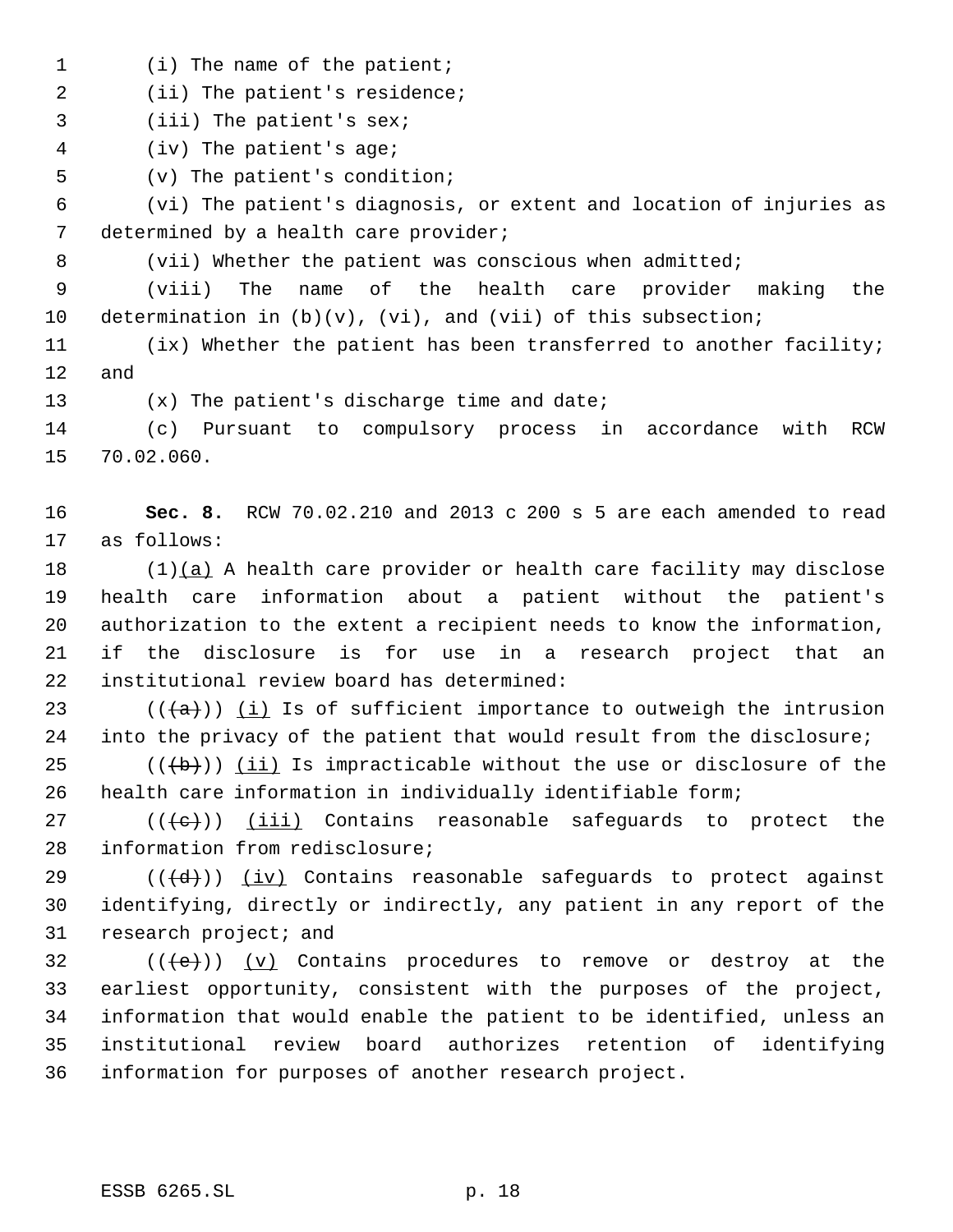(i) The name of the patient;

(ii) The patient's residence;

(iii) The patient's sex;

(iv) The patient's age;

(v) The patient's condition;

(vi) The patient's diagnosis, or extent and location of injuries as determined by a health care provider;

(vii) Whether the patient was conscious when admitted;

(viii) The name of the health care provider making the determination in (b)(v), (vi), and (vii) of this subsection;

(ix) Whether the patient has been transferred to another facility; and

(x) The patient's discharge time and date;

(c) Pursuant to compulsory process in accordance with RCW 70.02.060.

**Sec. 8.** RCW 70.02.210 and 2013 c 200 s 5 are each amended to read as follows:

(1)<u>(a)</u> A health care provider or health care facility may disclose health care information about a patient without the patient's authorization to the extent a recipient needs to know the information, if the disclosure is for use in a research project that an institutional review board has determined:

((~~(a)~~)) <u>(i)</u> Is of sufficient importance to outweigh the intrusion into the privacy of the patient that would result from the disclosure;

((~~(b)~~)) <u>(ii)</u> Is impracticable without the use or disclosure of the health care information in individually identifiable form;

((~~(c)~~)) <u>(iii)</u> Contains reasonable safeguards to protect the information from redisclosure;

((~~(d)~~)) <u>(iv)</u> Contains reasonable safeguards to protect against identifying, directly or indirectly, any patient in any report of the research project; and

((~~(e)~~)) <u>(v)</u> Contains procedures to remove or destroy at the earliest opportunity, consistent with the purposes of the project, information that would enable the patient to be identified, unless an institutional review board authorizes retention of identifying information for purposes of another research project.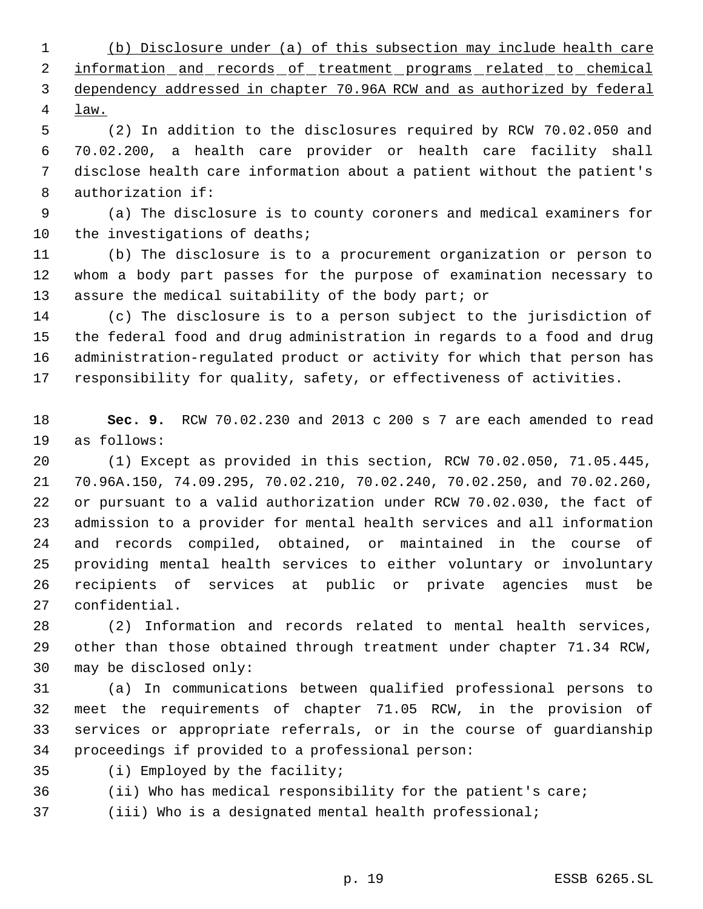(b) Disclosure under (a) of this subsection may include health care information and records of treatment programs related to chemical dependency addressed in chapter 70.96A RCW and as authorized by federal law.

(2) In addition to the disclosures required by RCW 70.02.050 and 70.02.200, a health care provider or health care facility shall disclose health care information about a patient without the patient's authorization if:

(a) The disclosure is to county coroners and medical examiners for the investigations of deaths;

(b) The disclosure is to a procurement organization or person to whom a body part passes for the purpose of examination necessary to assure the medical suitability of the body part; or

(c) The disclosure is to a person subject to the jurisdiction of the federal food and drug administration in regards to a food and drug administration-regulated product or activity for which that person has responsibility for quality, safety, or effectiveness of activities.

**Sec. 9.** RCW 70.02.230 and 2013 c 200 s 7 are each amended to read as follows:

(1) Except as provided in this section, RCW 70.02.050, 71.05.445, 70.96A.150, 74.09.295, 70.02.210, 70.02.240, 70.02.250, and 70.02.260, or pursuant to a valid authorization under RCW 70.02.030, the fact of admission to a provider for mental health services and all information and records compiled, obtained, or maintained in the course of providing mental health services to either voluntary or involuntary recipients of services at public or private agencies must be confidential.

(2) Information and records related to mental health services, other than those obtained through treatment under chapter 71.34 RCW, may be disclosed only:

(a) In communications between qualified professional persons to meet the requirements of chapter 71.05 RCW, in the provision of services or appropriate referrals, or in the course of guardianship proceedings if provided to a professional person:

(i) Employed by the facility;

(ii) Who has medical responsibility for the patient's care;

(iii) Who is a designated mental health professional;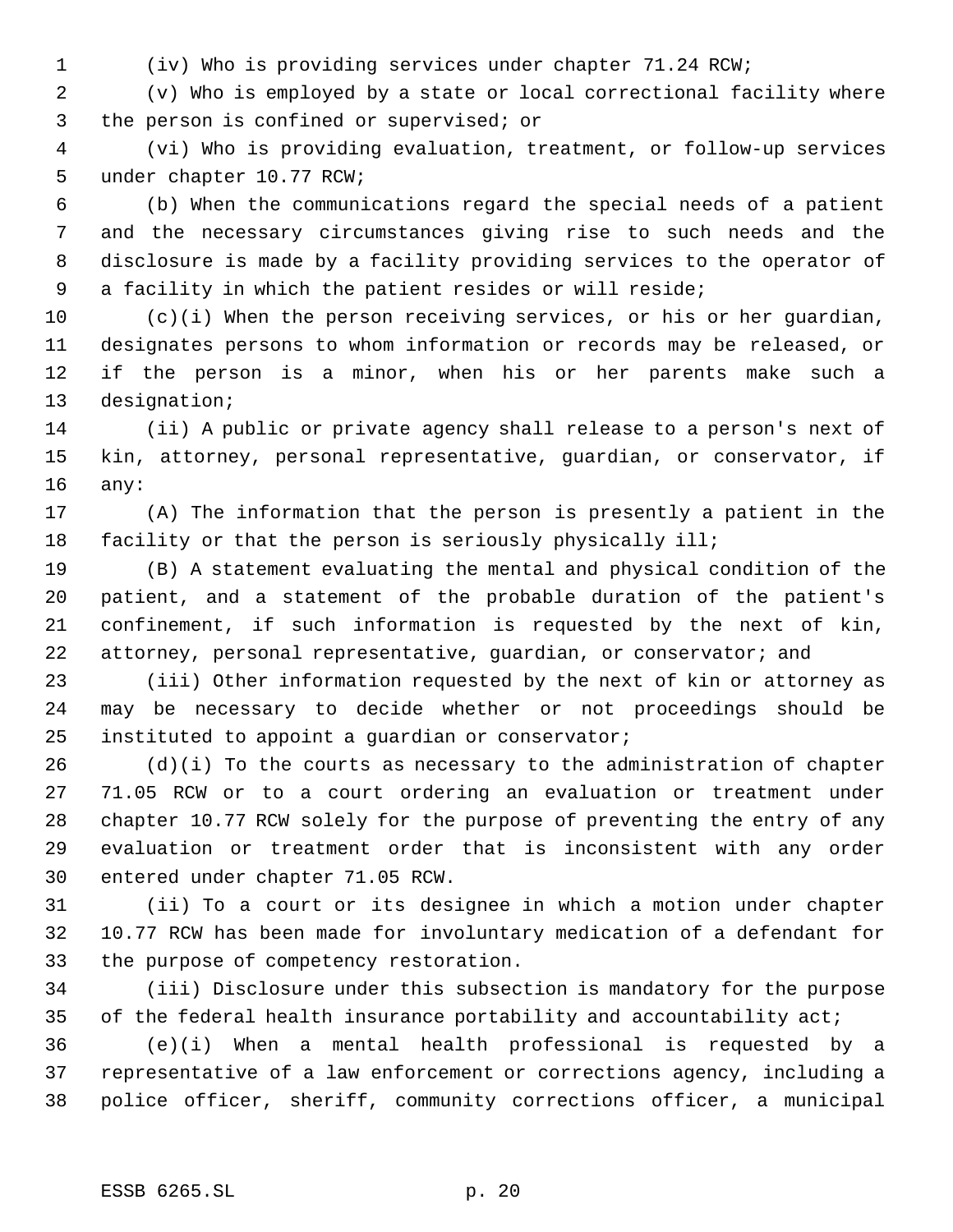(iv) Who is providing services under chapter 71.24 RCW;

(v) Who is employed by a state or local correctional facility where the person is confined or supervised; or

(vi) Who is providing evaluation, treatment, or follow-up services under chapter 10.77 RCW;

(b) When the communications regard the special needs of a patient and the necessary circumstances giving rise to such needs and the disclosure is made by a facility providing services to the operator of a facility in which the patient resides or will reside;

(c)(i) When the person receiving services, or his or her guardian, designates persons to whom information or records may be released, or if the person is a minor, when his or her parents make such a designation;

(ii) A public or private agency shall release to a person's next of kin, attorney, personal representative, guardian, or conservator, if any:

(A) The information that the person is presently a patient in the facility or that the person is seriously physically ill;

(B) A statement evaluating the mental and physical condition of the patient, and a statement of the probable duration of the patient's confinement, if such information is requested by the next of kin, attorney, personal representative, guardian, or conservator; and

(iii) Other information requested by the next of kin or attorney as may be necessary to decide whether or not proceedings should be instituted to appoint a guardian or conservator;

(d)(i) To the courts as necessary to the administration of chapter 71.05 RCW or to a court ordering an evaluation or treatment under chapter 10.77 RCW solely for the purpose of preventing the entry of any evaluation or treatment order that is inconsistent with any order entered under chapter 71.05 RCW.

(ii) To a court or its designee in which a motion under chapter 10.77 RCW has been made for involuntary medication of a defendant for the purpose of competency restoration.

(iii) Disclosure under this subsection is mandatory for the purpose of the federal health insurance portability and accountability act;

(e)(i) When a mental health professional is requested by a representative of a law enforcement or corrections agency, including a police officer, sheriff, community corrections officer, a municipal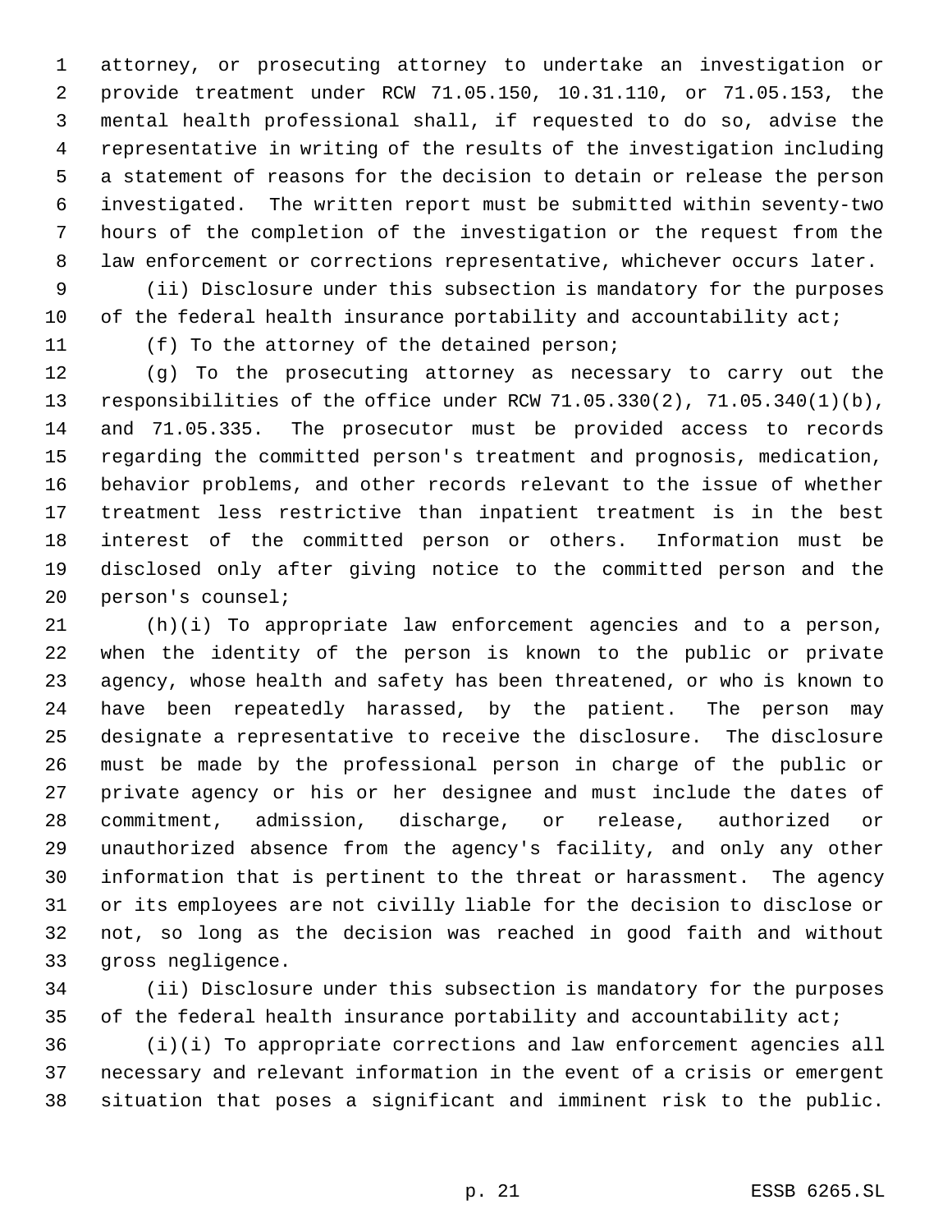attorney, or prosecuting attorney to undertake an investigation or provide treatment under RCW 71.05.150, 10.31.110, or 71.05.153, the mental health professional shall, if requested to do so, advise the representative in writing of the results of the investigation including a statement of reasons for the decision to detain or release the person investigated. The written report must be submitted within seventy-two hours of the completion of the investigation or the request from the law enforcement or corrections representative, whichever occurs later.

(ii) Disclosure under this subsection is mandatory for the purposes of the federal health insurance portability and accountability act;

(f) To the attorney of the detained person;

(g) To the prosecuting attorney as necessary to carry out the responsibilities of the office under RCW 71.05.330(2), 71.05.340(1)(b), and 71.05.335. The prosecutor must be provided access to records regarding the committed person's treatment and prognosis, medication, behavior problems, and other records relevant to the issue of whether treatment less restrictive than inpatient treatment is in the best interest of the committed person or others. Information must be disclosed only after giving notice to the committed person and the person's counsel;

(h)(i) To appropriate law enforcement agencies and to a person, when the identity of the person is known to the public or private agency, whose health and safety has been threatened, or who is known to have been repeatedly harassed, by the patient. The person may designate a representative to receive the disclosure. The disclosure must be made by the professional person in charge of the public or private agency or his or her designee and must include the dates of commitment, admission, discharge, or release, authorized or unauthorized absence from the agency's facility, and only any other information that is pertinent to the threat or harassment. The agency or its employees are not civilly liable for the decision to disclose or not, so long as the decision was reached in good faith and without gross negligence.

(ii) Disclosure under this subsection is mandatory for the purposes of the federal health insurance portability and accountability act;

(i)(i) To appropriate corrections and law enforcement agencies all necessary and relevant information in the event of a crisis or emergent situation that poses a significant and imminent risk to the public.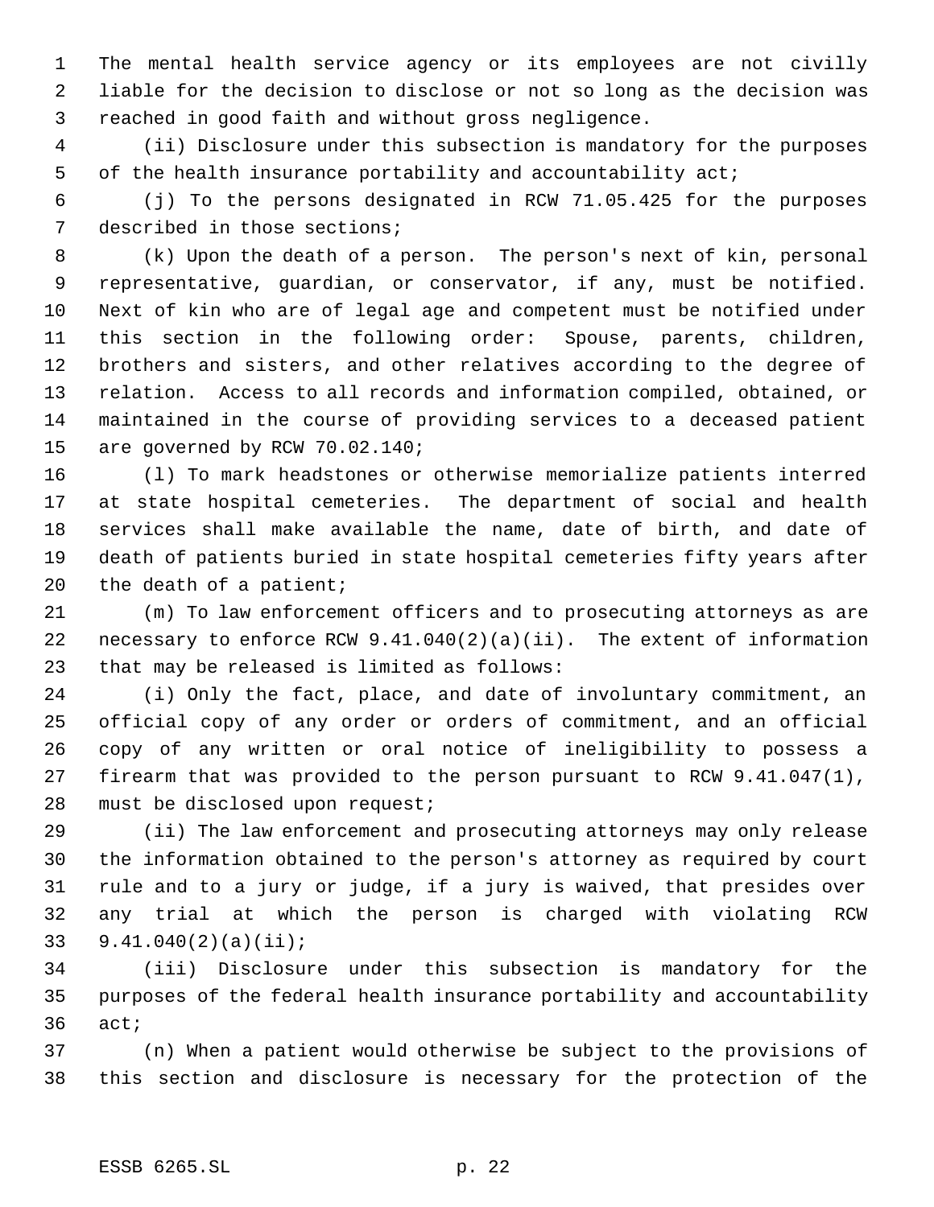The mental health service agency or its employees are not civilly liable for the decision to disclose or not so long as the decision was reached in good faith and without gross negligence.

(ii) Disclosure under this subsection is mandatory for the purposes of the health insurance portability and accountability act;

(j) To the persons designated in RCW 71.05.425 for the purposes described in those sections;

(k) Upon the death of a person. The person's next of kin, personal representative, guardian, or conservator, if any, must be notified. Next of kin who are of legal age and competent must be notified under this section in the following order: Spouse, parents, children, brothers and sisters, and other relatives according to the degree of relation. Access to all records and information compiled, obtained, or maintained in the course of providing services to a deceased patient are governed by RCW 70.02.140;

(l) To mark headstones or otherwise memorialize patients interred at state hospital cemeteries. The department of social and health services shall make available the name, date of birth, and date of death of patients buried in state hospital cemeteries fifty years after the death of a patient;

(m) To law enforcement officers and to prosecuting attorneys as are necessary to enforce RCW 9.41.040(2)(a)(ii). The extent of information that may be released is limited as follows:

(i) Only the fact, place, and date of involuntary commitment, an official copy of any order or orders of commitment, and an official copy of any written or oral notice of ineligibility to possess a firearm that was provided to the person pursuant to RCW 9.41.047(1), must be disclosed upon request;

(ii) The law enforcement and prosecuting attorneys may only release the information obtained to the person's attorney as required by court rule and to a jury or judge, if a jury is waived, that presides over any trial at which the person is charged with violating RCW 9.41.040(2)(a)(ii);

(iii) Disclosure under this subsection is mandatory for the purposes of the federal health insurance portability and accountability act;

(n) When a patient would otherwise be subject to the provisions of this section and disclosure is necessary for the protection of the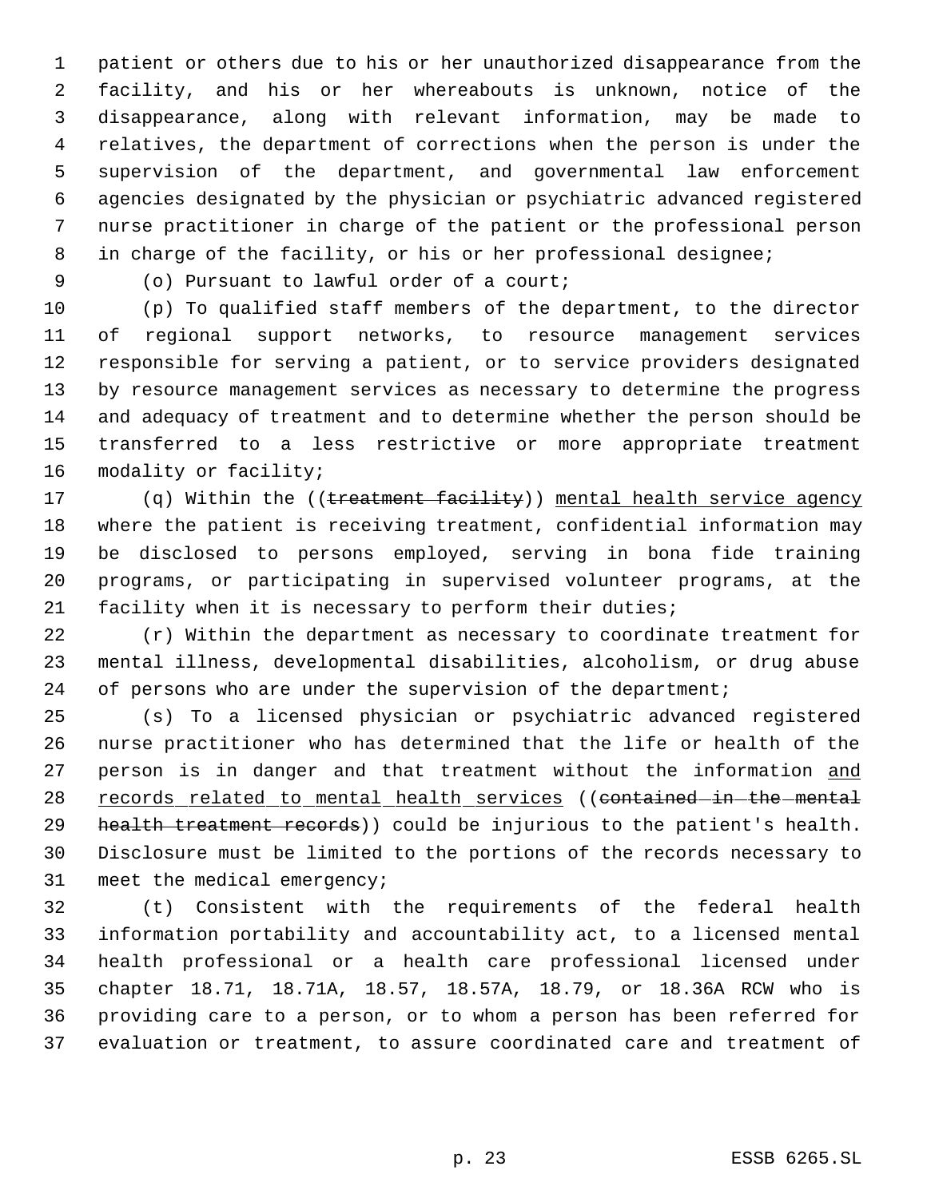patient or others due to his or her unauthorized disappearance from the facility, and his or her whereabouts is unknown, notice of the disappearance, along with relevant information, may be made to relatives, the department of corrections when the person is under the supervision of the department, and governmental law enforcement agencies designated by the physician or psychiatric advanced registered nurse practitioner in charge of the patient or the professional person in charge of the facility, or his or her professional designee;

(o) Pursuant to lawful order of a court;

(p) To qualified staff members of the department, to the director of regional support networks, to resource management services responsible for serving a patient, or to service providers designated by resource management services as necessary to determine the progress and adequacy of treatment and to determine whether the person should be transferred to a less restrictive or more appropriate treatment modality or facility;

(q) Within the ((~~treatment facility~~)) <u>mental health service agency</u> where the patient is receiving treatment, confidential information may be disclosed to persons employed, serving in bona fide training programs, or participating in supervised volunteer programs, at the facility when it is necessary to perform their duties;

(r) Within the department as necessary to coordinate treatment for mental illness, developmental disabilities, alcoholism, or drug abuse of persons who are under the supervision of the department;

(s) To a licensed physician or psychiatric advanced registered nurse practitioner who has determined that the life or health of the person is in danger and that treatment without the information <u>and records related to mental health services</u> ((~~contained in the mental health treatment records~~)) could be injurious to the patient's health. Disclosure must be limited to the portions of the records necessary to meet the medical emergency;

(t) Consistent with the requirements of the federal health information portability and accountability act, to a licensed mental health professional or a health care professional licensed under chapter 18.71, 18.71A, 18.57, 18.57A, 18.79, or 18.36A RCW who is providing care to a person, or to whom a person has been referred for evaluation or treatment, to assure coordinated care and treatment of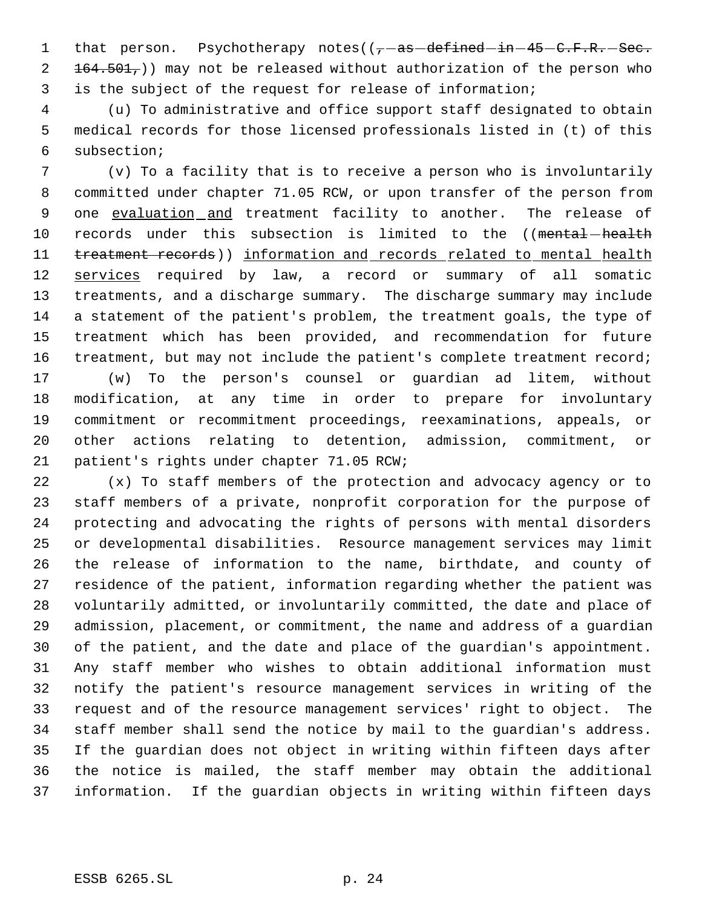that person. Psychotherapy notes((~~, as defined in 45 C.F.R. Sec. 164.501,~~)) may not be released without authorization of the person who is the subject of the request for release of information;

(u) To administrative and office support staff designated to obtain medical records for those licensed professionals listed in (t) of this subsection;

(v) To a facility that is to receive a person who is involuntarily committed under chapter 71.05 RCW, or upon transfer of the person from one <u>evaluation and</u> treatment facility to another. The release of records under this subsection is limited to the ((~~mental health treatment records~~)) <u>information and records related to mental health services</u> required by law, a record or summary of all somatic treatments, and a discharge summary. The discharge summary may include a statement of the patient's problem, the treatment goals, the type of treatment which has been provided, and recommendation for future treatment, but may not include the patient's complete treatment record;

(w) To the person's counsel or guardian ad litem, without modification, at any time in order to prepare for involuntary commitment or recommitment proceedings, reexaminations, appeals, or other actions relating to detention, admission, commitment, or patient's rights under chapter 71.05 RCW;

(x) To staff members of the protection and advocacy agency or to staff members of a private, nonprofit corporation for the purpose of protecting and advocating the rights of persons with mental disorders or developmental disabilities. Resource management services may limit the release of information to the name, birthdate, and county of residence of the patient, information regarding whether the patient was voluntarily admitted, or involuntarily committed, the date and place of admission, placement, or commitment, the name and address of a guardian of the patient, and the date and place of the guardian's appointment. Any staff member who wishes to obtain additional information must notify the patient's resource management services in writing of the request and of the resource management services' right to object. The staff member shall send the notice by mail to the guardian's address. If the guardian does not object in writing within fifteen days after the notice is mailed, the staff member may obtain the additional information. If the guardian objects in writing within fifteen days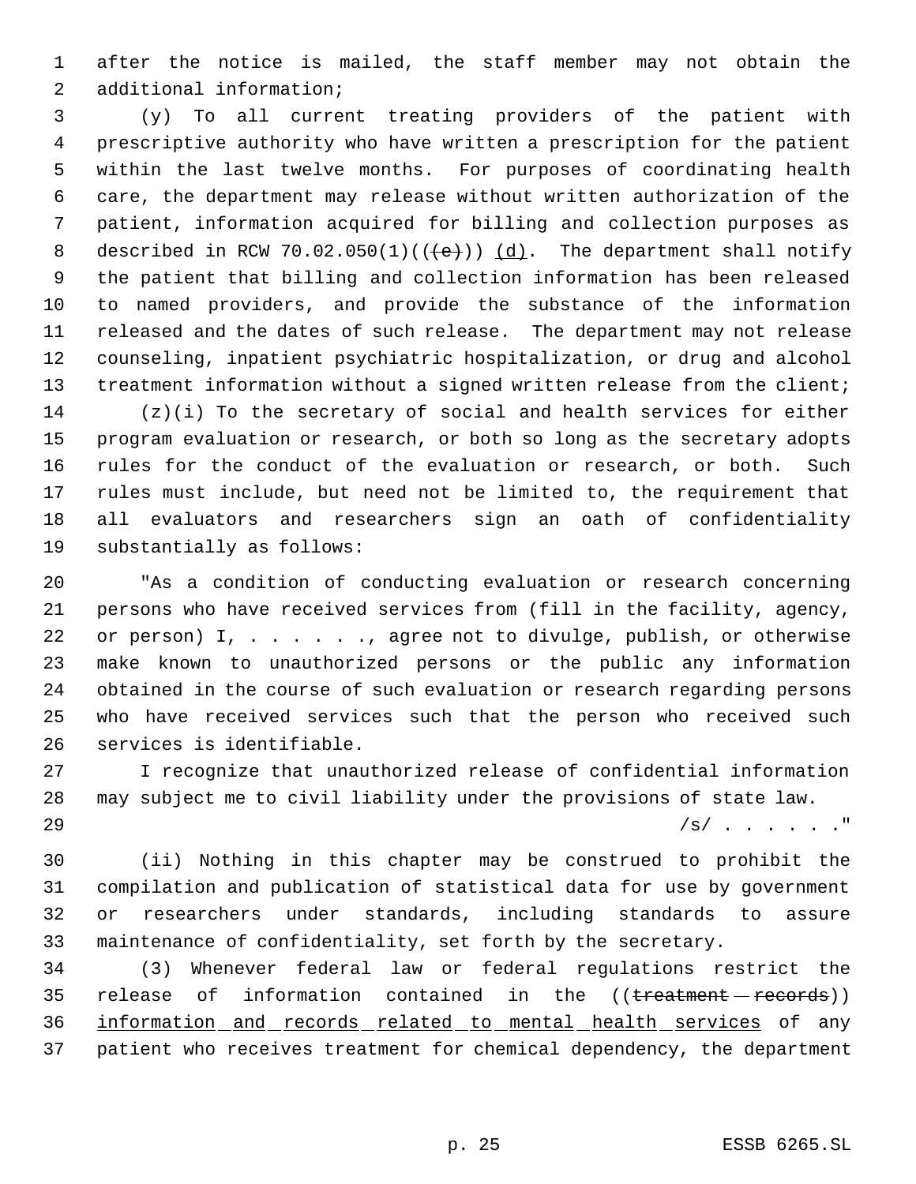after the notice is mailed, the staff member may not obtain the additional information;

(y) To all current treating providers of the patient with prescriptive authority who have written a prescription for the patient within the last twelve months. For purposes of coordinating health care, the department may release without written authorization of the patient, information acquired for billing and collection purposes as described in RCW 70.02.050(1)((~~(e)~~)) <u>(d)</u>. The department shall notify the patient that billing and collection information has been released to named providers, and provide the substance of the information released and the dates of such release. The department may not release counseling, inpatient psychiatric hospitalization, or drug and alcohol treatment information without a signed written release from the client;

(z)(i) To the secretary of social and health services for either program evaluation or research, or both so long as the secretary adopts rules for the conduct of the evaluation or research, or both. Such rules must include, but need not be limited to, the requirement that all evaluators and researchers sign an oath of confidentiality substantially as follows:

"As a condition of conducting evaluation or research concerning persons who have received services from (fill in the facility, agency, or person) I, . . . . . ., agree not to divulge, publish, or otherwise make known to unauthorized persons or the public any information obtained in the course of such evaluation or research regarding persons who have received services such that the person who received such services is identifiable.

I recognize that unauthorized release of confidential information may subject me to civil liability under the provisions of state law.

/s/ . . . . . ."

(ii) Nothing in this chapter may be construed to prohibit the compilation and publication of statistical data for use by government or researchers under standards, including standards to assure maintenance of confidentiality, set forth by the secretary.

(3) Whenever federal law or federal regulations restrict the release of information contained in the ((~~treatment records~~)) <u>information and records related to mental health services</u> of any patient who receives treatment for chemical dependency, the department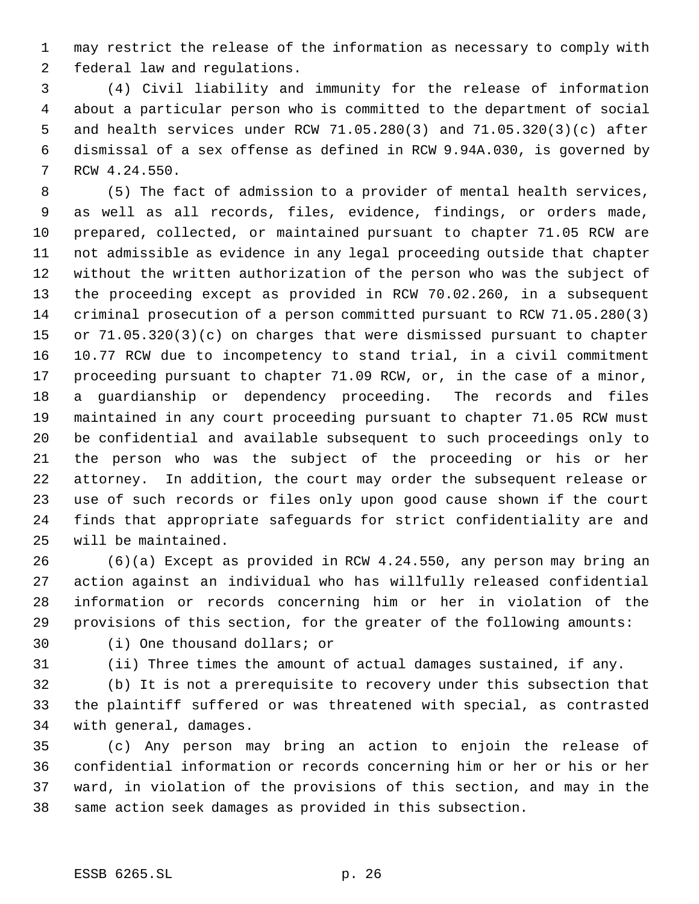may restrict the release of the information as necessary to comply with federal law and regulations.

(4) Civil liability and immunity for the release of information about a particular person who is committed to the department of social and health services under RCW 71.05.280(3) and 71.05.320(3)(c) after dismissal of a sex offense as defined in RCW 9.94A.030, is governed by RCW 4.24.550.

(5) The fact of admission to a provider of mental health services, as well as all records, files, evidence, findings, or orders made, prepared, collected, or maintained pursuant to chapter 71.05 RCW are not admissible as evidence in any legal proceeding outside that chapter without the written authorization of the person who was the subject of the proceeding except as provided in RCW 70.02.260, in a subsequent criminal prosecution of a person committed pursuant to RCW 71.05.280(3) or 71.05.320(3)(c) on charges that were dismissed pursuant to chapter 10.77 RCW due to incompetency to stand trial, in a civil commitment proceeding pursuant to chapter 71.09 RCW, or, in the case of a minor, a guardianship or dependency proceeding. The records and files maintained in any court proceeding pursuant to chapter 71.05 RCW must be confidential and available subsequent to such proceedings only to the person who was the subject of the proceeding or his or her attorney. In addition, the court may order the subsequent release or use of such records or files only upon good cause shown if the court finds that appropriate safeguards for strict confidentiality are and will be maintained.

(6)(a) Except as provided in RCW 4.24.550, any person may bring an action against an individual who has willfully released confidential information or records concerning him or her in violation of the provisions of this section, for the greater of the following amounts:

(i) One thousand dollars; or

(ii) Three times the amount of actual damages sustained, if any.

(b) It is not a prerequisite to recovery under this subsection that the plaintiff suffered or was threatened with special, as contrasted with general, damages.

(c) Any person may bring an action to enjoin the release of confidential information or records concerning him or her or his or her ward, in violation of the provisions of this section, and may in the same action seek damages as provided in this subsection.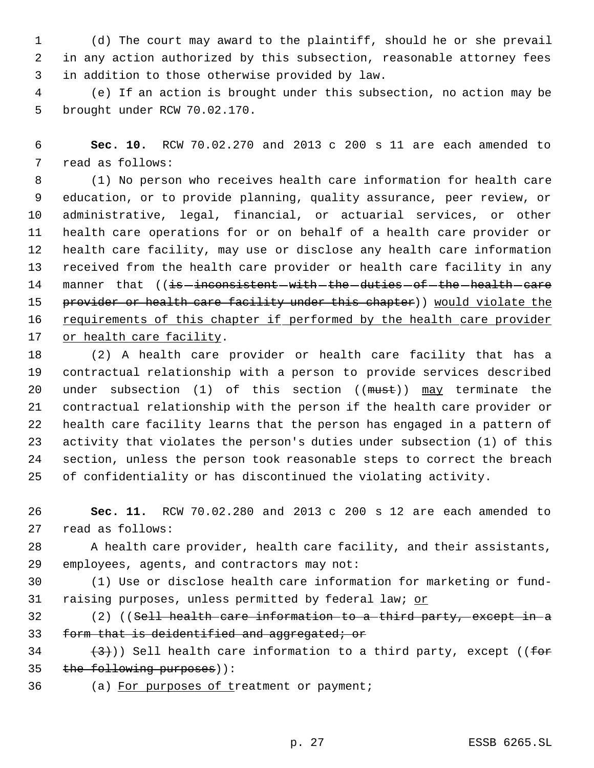(d) The court may award to the plaintiff, should he or she prevail in any action authorized by this subsection, reasonable attorney fees in addition to those otherwise provided by law.

(e) If an action is brought under this subsection, no action may be brought under RCW 70.02.170.

**Sec. 10.** RCW 70.02.270 and 2013 c 200 s 11 are each amended to read as follows:

(1) No person who receives health care information for health care education, or to provide planning, quality assurance, peer review, or administrative, legal, financial, or actuarial services, or other health care operations for or on behalf of a health care provider or health care facility, may use or disclose any health care information received from the health care provider or health care facility in any manner that ((~~is inconsistent with the duties of the health care provider or health care facility under this chapter~~)) <u>would violate the requirements of this chapter if performed by the health care provider or health care facility</u>.

(2) A health care provider or health care facility that has a contractual relationship with a person to provide services described under subsection (1) of this section ((~~must~~)) <u>may</u> terminate the contractual relationship with the person if the health care provider or health care facility learns that the person has engaged in a pattern of activity that violates the person's duties under subsection (1) of this section, unless the person took reasonable steps to correct the breach of confidentiality or has discontinued the violating activity.

**Sec. 11.** RCW 70.02.280 and 2013 c 200 s 12 are each amended to read as follows:

A health care provider, health care facility, and their assistants, employees, agents, and contractors may not:

(1) Use or disclose health care information for marketing or fund-raising purposes, unless permitted by federal law; <u>or</u>

(2) ((~~Sell health care information to a third party, except in a form that is deidentified and aggregated; or~~

~~(3)~~)) Sell health care information to a third party, except ((~~for the following purposes~~)):

(a) <u>For purposes of t</u>reatment or payment;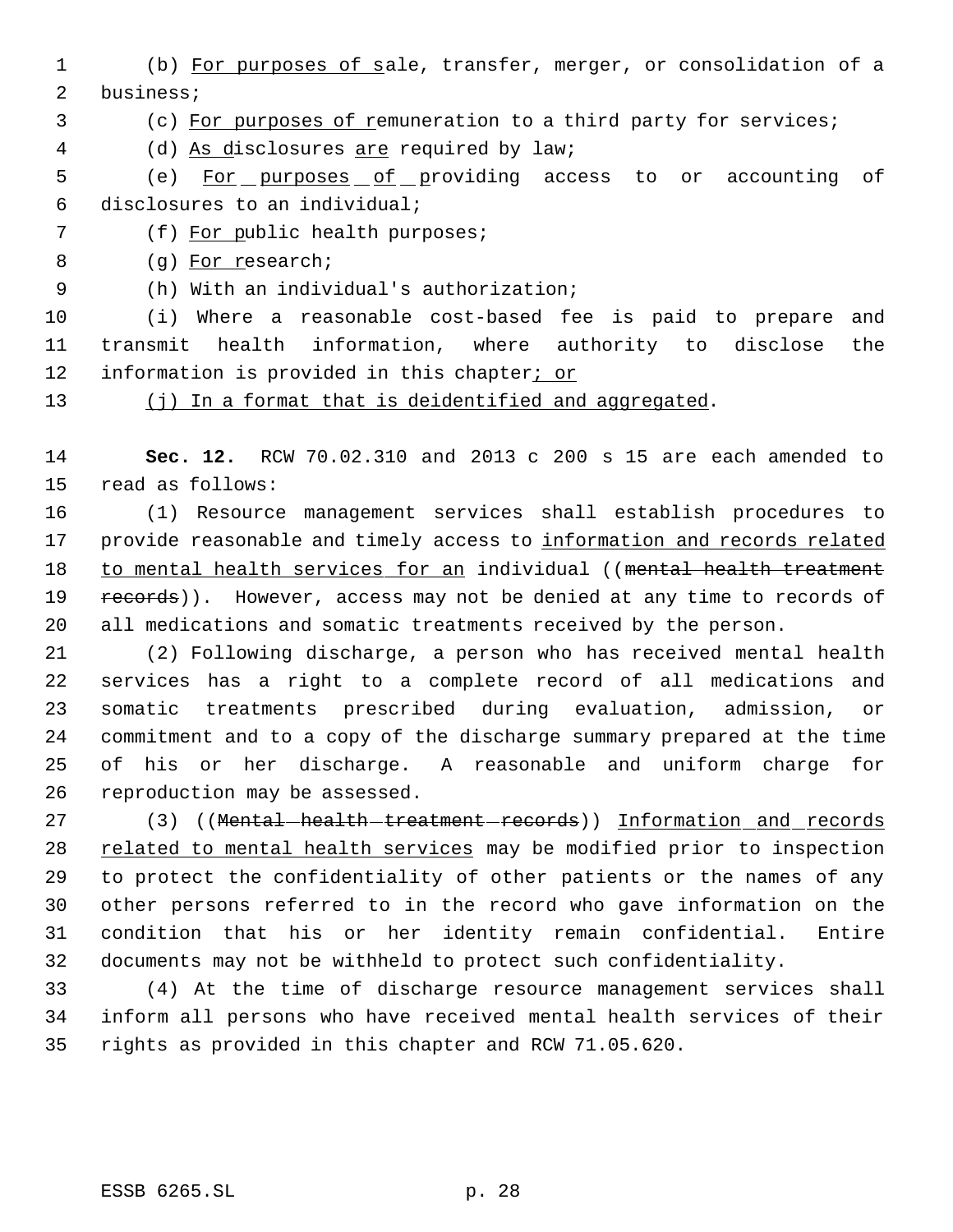(b) For purposes of sale, transfer, merger, or consolidation of a business;

(c) For purposes of remuneration to a third party for services;

(d) As disclosures are required by law;

(e) For purposes of providing access to or accounting of disclosures to an individual;

(f) For public health purposes;

(g) For research;

(h) With an individual's authorization;

(i) Where a reasonable cost-based fee is paid to prepare and transmit health information, where authority to disclose the information is provided in this chapter; or

(j) In a format that is deidentified and aggregated.

**Sec. 12.** RCW 70.02.310 and 2013 c 200 s 15 are each amended to read as follows:

(1) Resource management services shall establish procedures to provide reasonable and timely access to information and records related to mental health services for an individual ((~~mental health treatment records~~)). However, access may not be denied at any time to records of all medications and somatic treatments received by the person.

(2) Following discharge, a person who has received mental health services has a right to a complete record of all medications and somatic treatments prescribed during evaluation, admission, or commitment and to a copy of the discharge summary prepared at the time of his or her discharge. A reasonable and uniform charge for reproduction may be assessed.

(3) ((~~Mental health treatment records~~)) Information and records related to mental health services may be modified prior to inspection to protect the confidentiality of other patients or the names of any other persons referred to in the record who gave information on the condition that his or her identity remain confidential. Entire documents may not be withheld to protect such confidentiality.

(4) At the time of discharge resource management services shall inform all persons who have received mental health services of their rights as provided in this chapter and RCW 71.05.620.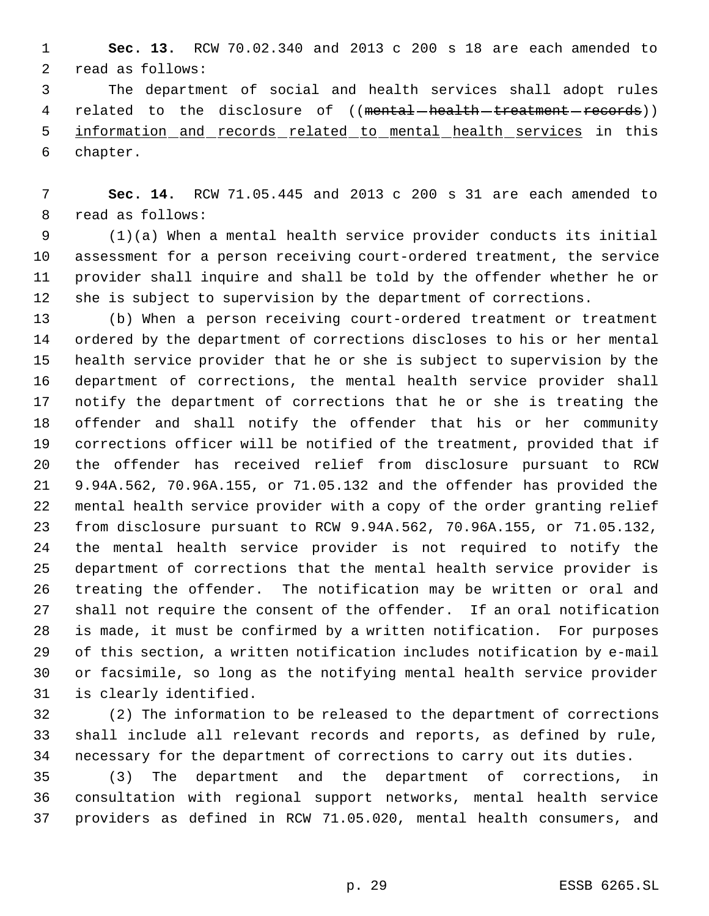**Sec. 13.** RCW 70.02.340 and 2013 c 200 s 18 are each amended to read as follows:

The department of social and health services shall adopt rules related to the disclosure of ((~~mental health treatment records~~)) <u>information and records related to mental health services</u> in this chapter.

**Sec. 14.** RCW 71.05.445 and 2013 c 200 s 31 are each amended to read as follows:

(1)(a) When a mental health service provider conducts its initial assessment for a person receiving court-ordered treatment, the service provider shall inquire and shall be told by the offender whether he or she is subject to supervision by the department of corrections.

(b) When a person receiving court-ordered treatment or treatment ordered by the department of corrections discloses to his or her mental health service provider that he or she is subject to supervision by the department of corrections, the mental health service provider shall notify the department of corrections that he or she is treating the offender and shall notify the offender that his or her community corrections officer will be notified of the treatment, provided that if the offender has received relief from disclosure pursuant to RCW 9.94A.562, 70.96A.155, or 71.05.132 and the offender has provided the mental health service provider with a copy of the order granting relief from disclosure pursuant to RCW 9.94A.562, 70.96A.155, or 71.05.132, the mental health service provider is not required to notify the department of corrections that the mental health service provider is treating the offender. The notification may be written or oral and shall not require the consent of the offender. If an oral notification is made, it must be confirmed by a written notification. For purposes of this section, a written notification includes notification by e-mail or facsimile, so long as the notifying mental health service provider is clearly identified.

(2) The information to be released to the department of corrections shall include all relevant records and reports, as defined by rule, necessary for the department of corrections to carry out its duties.

(3) The department and the department of corrections, in consultation with regional support networks, mental health service providers as defined in RCW 71.05.020, mental health consumers, and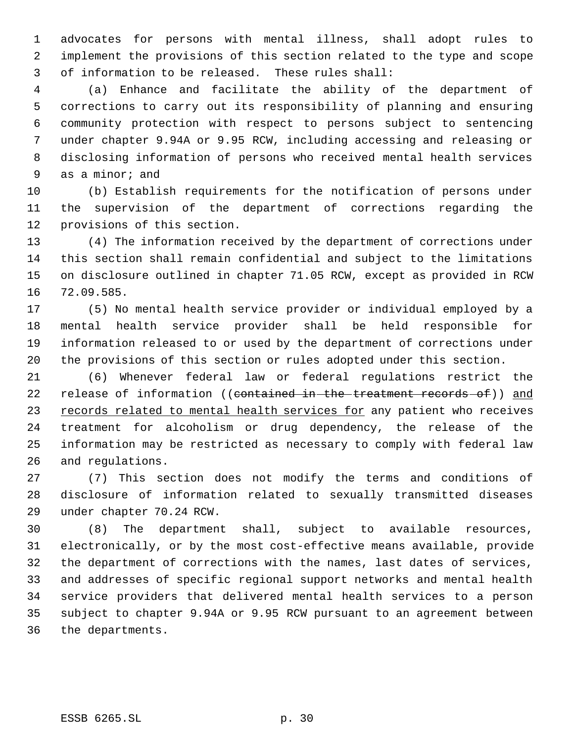advocates for persons with mental illness, shall adopt rules to implement the provisions of this section related to the type and scope of information to be released. These rules shall:

(a) Enhance and facilitate the ability of the department of corrections to carry out its responsibility of planning and ensuring community protection with respect to persons subject to sentencing under chapter 9.94A or 9.95 RCW, including accessing and releasing or disclosing information of persons who received mental health services as a minor; and

(b) Establish requirements for the notification of persons under the supervision of the department of corrections regarding the provisions of this section.

(4) The information received by the department of corrections under this section shall remain confidential and subject to the limitations on disclosure outlined in chapter 71.05 RCW, except as provided in RCW 72.09.585.

(5) No mental health service provider or individual employed by a mental health service provider shall be held responsible for information released to or used by the department of corrections under the provisions of this section or rules adopted under this section.

(6) Whenever federal law or federal regulations restrict the release of information ((~~contained in the treatment records of~~)) <u>and records related to mental health services for</u> any patient who receives treatment for alcoholism or drug dependency, the release of the information may be restricted as necessary to comply with federal law and regulations.

(7) This section does not modify the terms and conditions of disclosure of information related to sexually transmitted diseases under chapter 70.24 RCW.

(8) The department shall, subject to available resources, electronically, or by the most cost-effective means available, provide the department of corrections with the names, last dates of services, and addresses of specific regional support networks and mental health service providers that delivered mental health services to a person subject to chapter 9.94A or 9.95 RCW pursuant to an agreement between the departments.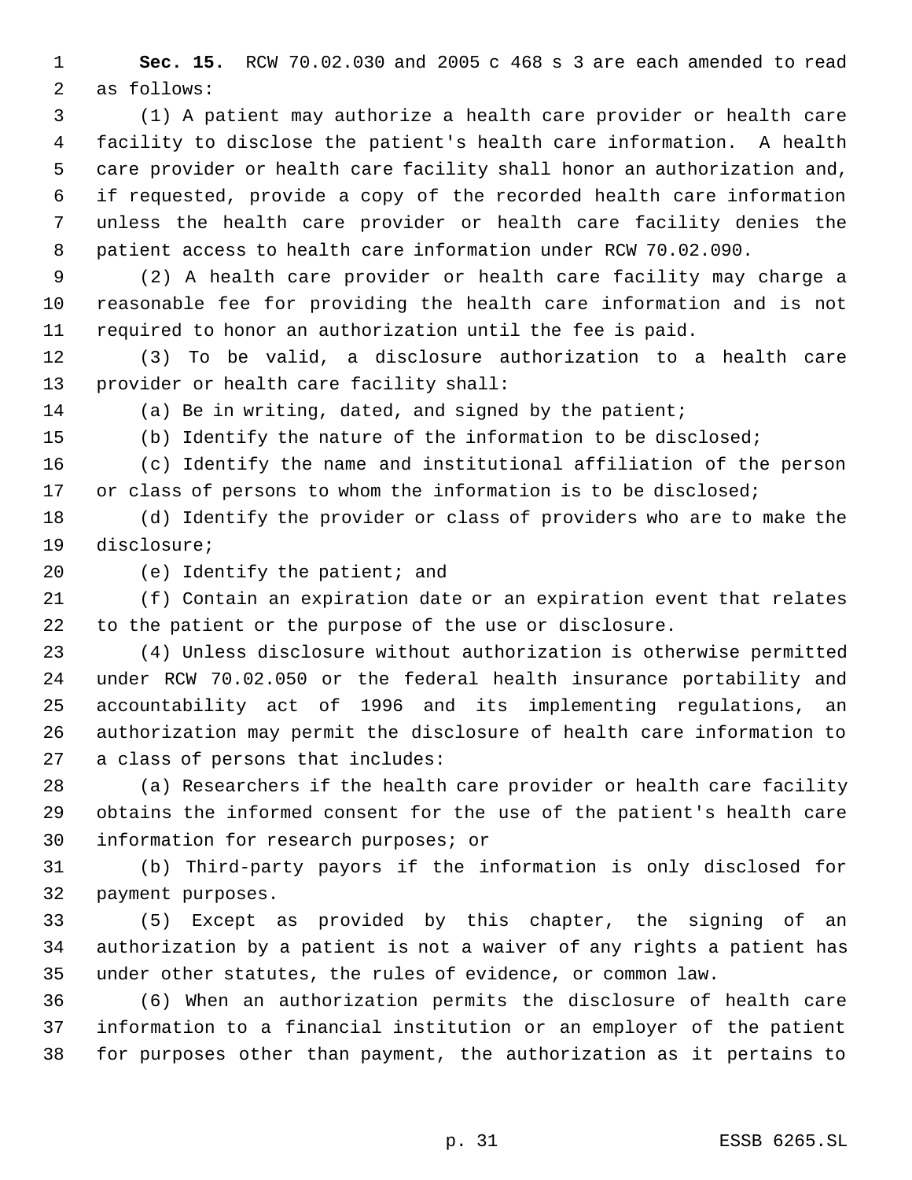**Sec. 15.** RCW 70.02.030 and 2005 c 468 s 3 are each amended to read as follows:

(1) A patient may authorize a health care provider or health care facility to disclose the patient's health care information. A health care provider or health care facility shall honor an authorization and, if requested, provide a copy of the recorded health care information unless the health care provider or health care facility denies the patient access to health care information under RCW 70.02.090.

(2) A health care provider or health care facility may charge a reasonable fee for providing the health care information and is not required to honor an authorization until the fee is paid.

(3) To be valid, a disclosure authorization to a health care provider or health care facility shall:

(a) Be in writing, dated, and signed by the patient;

(b) Identify the nature of the information to be disclosed;

(c) Identify the name and institutional affiliation of the person or class of persons to whom the information is to be disclosed;

(d) Identify the provider or class of providers who are to make the disclosure;

(e) Identify the patient; and

(f) Contain an expiration date or an expiration event that relates to the patient or the purpose of the use or disclosure.

(4) Unless disclosure without authorization is otherwise permitted under RCW 70.02.050 or the federal health insurance portability and accountability act of 1996 and its implementing regulations, an authorization may permit the disclosure of health care information to a class of persons that includes:

(a) Researchers if the health care provider or health care facility obtains the informed consent for the use of the patient's health care information for research purposes; or

(b) Third-party payors if the information is only disclosed for payment purposes.

(5) Except as provided by this chapter, the signing of an authorization by a patient is not a waiver of any rights a patient has under other statutes, the rules of evidence, or common law.

(6) When an authorization permits the disclosure of health care information to a financial institution or an employer of the patient for purposes other than payment, the authorization as it pertains to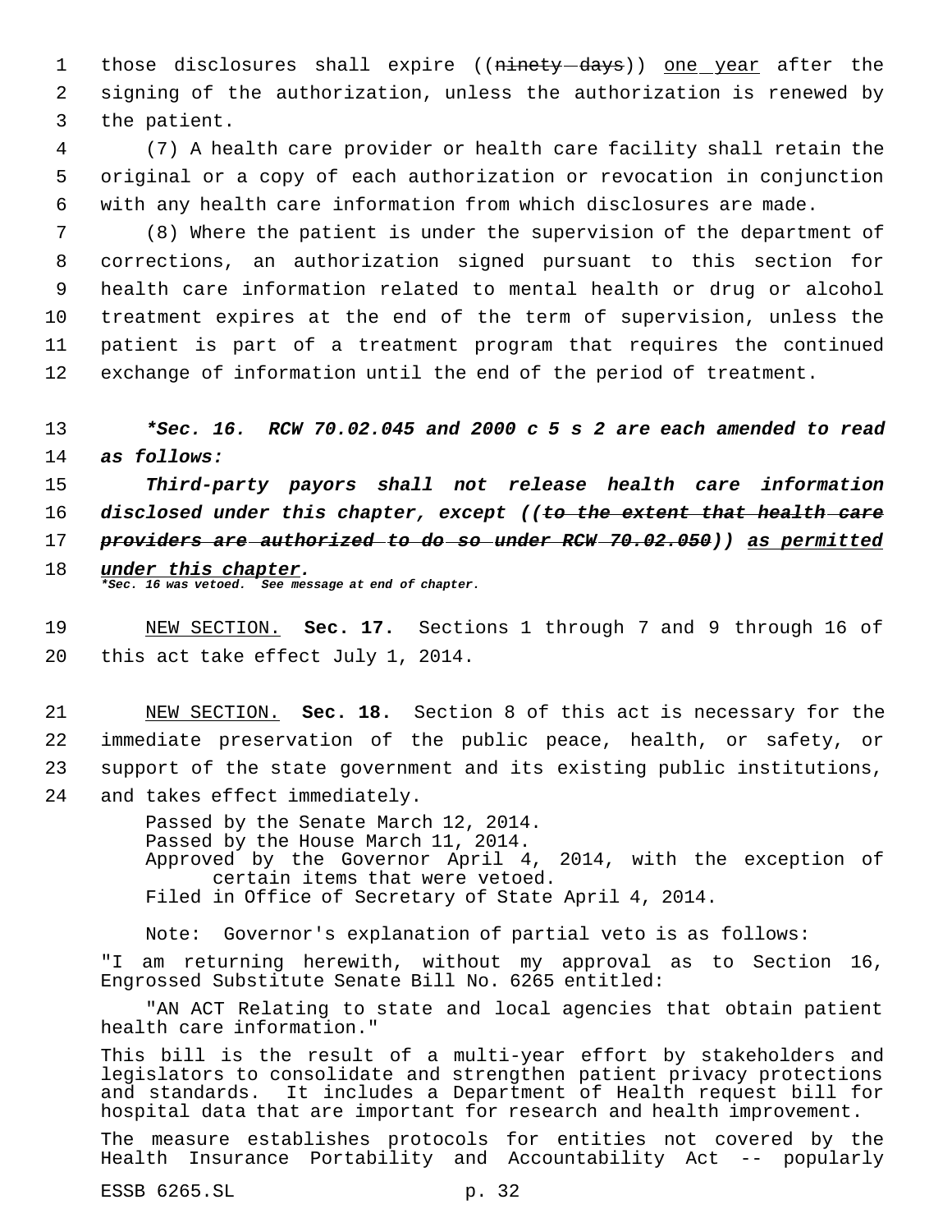those disclosures shall expire ((~~ninety days~~)) <u>one year</u> after the signing of the authorization, unless the authorization is renewed by the patient.

(7) A health care provider or health care facility shall retain the original or a copy of each authorization or revocation in conjunction with any health care information from which disclosures are made.

(8) Where the patient is under the supervision of the department of corrections, an authorization signed pursuant to this section for health care information related to mental health or drug or alcohol treatment expires at the end of the term of supervision, unless the patient is part of a treatment program that requires the continued exchange of information until the end of the period of treatment.

***Sec. 16. RCW 70.02.045 and 2000 c 5 s 2 are each amended to read as follows:***

***Third-party payors shall not release health care information disclosed under this chapter, except ((~~to the extent that health care providers are authorized to do so under RCW 70.02.050~~)) <u>as permitted under this chapter</u>.***

***\*Sec. 16 was vetoed. See message at end of chapter.***

<u>NEW SECTION.</u> **Sec. 17.** Sections 1 through 7 and 9 through 16 of this act take effect July 1, 2014.

<u>NEW SECTION.</u> **Sec. 18.** Section 8 of this act is necessary for the immediate preservation of the public peace, health, or safety, or support of the state government and its existing public institutions, and takes effect immediately.

Passed by the Senate March 12, 2014.
Passed by the House March 11, 2014.
Approved by the Governor April 4, 2014, with the exception of certain items that were vetoed.
Filed in Office of Secretary of State April 4, 2014.

Note: Governor's explanation of partial veto is as follows:

"I am returning herewith, without my approval as to Section 16, Engrossed Substitute Senate Bill No. 6265 entitled:

"AN ACT Relating to state and local agencies that obtain patient health care information."

This bill is the result of a multi-year effort by stakeholders and legislators to consolidate and strengthen patient privacy protections and standards. It includes a Department of Health request bill for hospital data that are important for research and health improvement.

The measure establishes protocols for entities not covered by the Health Insurance Portability and Accountability Act -- popularly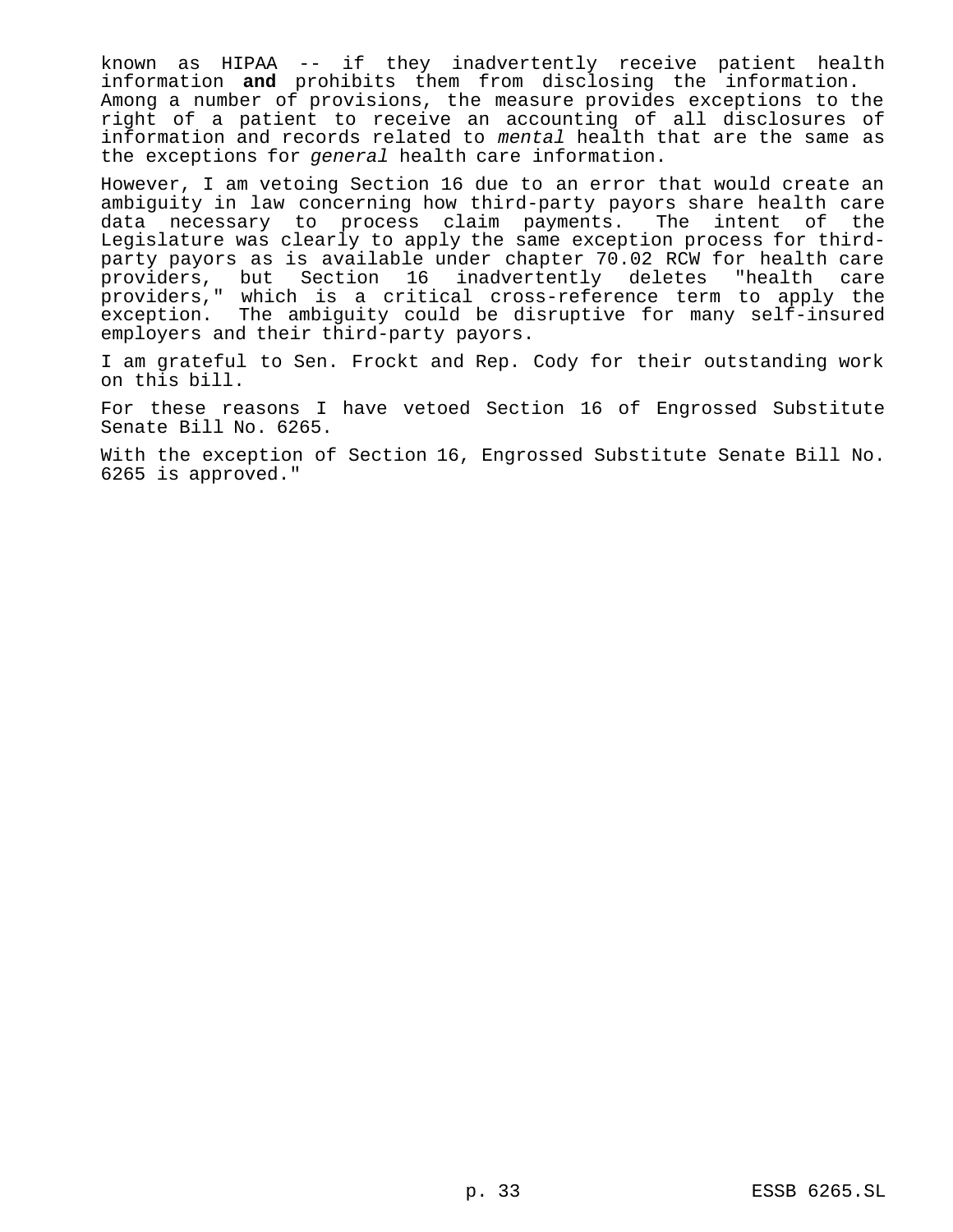known as HIPAA -- if they inadvertently receive patient health information **and** prohibits them from disclosing the information. Among a number of provisions, the measure provides exceptions to the right of a patient to receive an accounting of all disclosures of information and records related to *mental* health that are the same as the exceptions for *general* health care information.

However, I am vetoing Section 16 due to an error that would create an ambiguity in law concerning how third-party payors share health care data necessary to process claim payments. The intent of the Legislature was clearly to apply the same exception process for third-party payors as is available under chapter 70.02 RCW for health care providers, but Section 16 inadvertently deletes "health care providers," which is a critical cross-reference term to apply the exception. The ambiguity could be disruptive for many self-insured employers and their third-party payors.

I am grateful to Sen. Frockt and Rep. Cody for their outstanding work on this bill.

For these reasons I have vetoed Section 16 of Engrossed Substitute Senate Bill No. 6265.

With the exception of Section 16, Engrossed Substitute Senate Bill No. 6265 is approved."